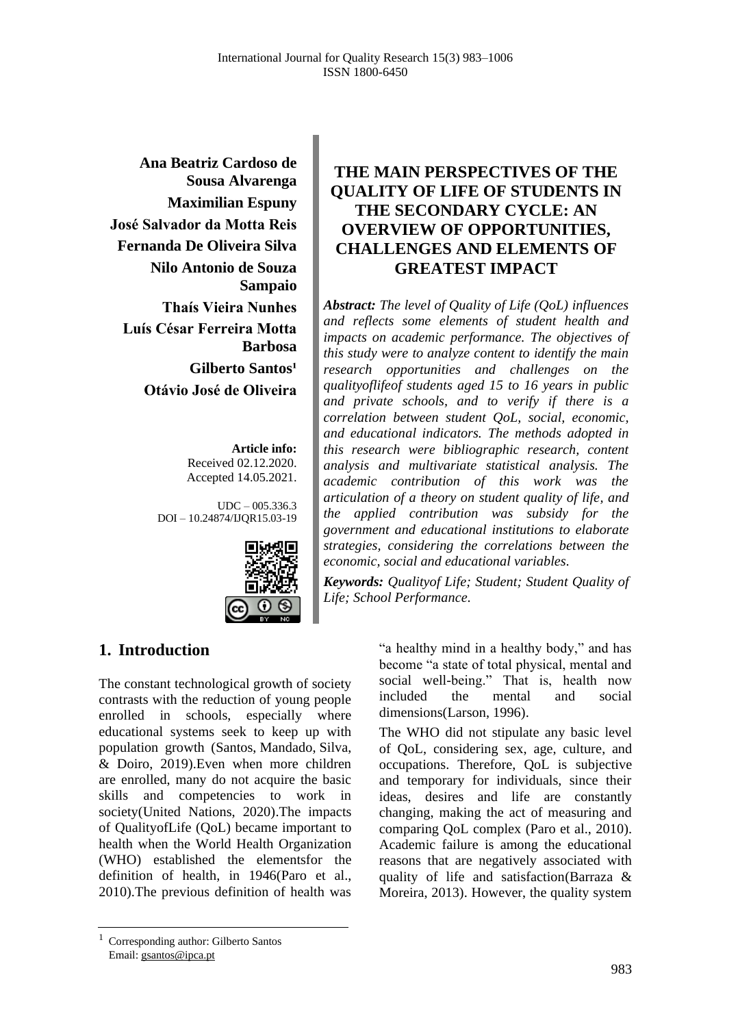**Ana Beatriz Cardoso de Sousa Alvarenga**
**Maximilian Espuny**
**José Salvador da Motta Reis**
**Fernanda De Oliveira Silva**
**Nilo Antonio de Souza Sampaio**
**Thaís Vieira Nunhes**
**Luís César Ferreira Motta Barbosa**
**Gilberto Santos[1]**
**Otávio José de Oliveira**

**Article info:**
Received 02.12.2020.
Accepted 14.05.2021.

UDC – 005.336.3
DOI – 10.24874/IJQR15.03-19

# THE MAIN PERSPECTIVES OF THE QUALITY OF LIFE OF STUDENTS IN THE SECONDARY CYCLE: AN OVERVIEW OF OPPORTUNITIES, CHALLENGES AND ELEMENTS OF GREATEST IMPACT

***Abstract:*** *The level of Quality of Life (QoL) influences and reflects some elements of student health and impacts on academic performance. The objectives of this study were to analyze content to identify the main research opportunities and challenges on the qualityoflifeof students aged 15 to 16 years in public and private schools, and to verify if there is a correlation between student QoL, social, economic, and educational indicators. The methods adopted in this research were bibliographic research, content analysis and multivariate statistical analysis. The academic contribution of this work was the articulation of a theory on student quality of life, and the applied contribution was subsidy for the government and educational institutions to elaborate strategies, considering the correlations between the economic, social and educational variables.*

***Keywords:*** *Qualityof Life; Student; Student Quality of Life; School Performance.*

## 1. Introduction

The constant technological growth of society contrasts with the reduction of young people enrolled in schools, especially where educational systems seek to keep up with population growth (Santos, Mandado, Silva, & Doiro, 2019).Even when more children are enrolled, many do not acquire the basic skills and competencies to work in society(United Nations, 2020).The impacts of QualityofLife (QoL) became important to health when the World Health Organization (WHO) established the elementsfor the definition of health, in 1946(Paro et al., 2010).The previous definition of health was "a healthy mind in a healthy body," and has become "a state of total physical, mental and social well-being." That is, health now included the mental and social dimensions(Larson, 1996).

The WHO did not stipulate any basic level of QoL, considering sex, age, culture, and occupations. Therefore, QoL is subjective and temporary for individuals, since their ideas, desires and life are constantly changing, making the act of measuring and comparing QoL complex (Paro et al., 2010). Academic failure is among the educational reasons that are negatively associated with quality of life and satisfaction(Barraza & Moreira, 2013). However, the quality system

---

[1] Corresponding author: Gilberto Santos
Email: gsantos@ipca.pt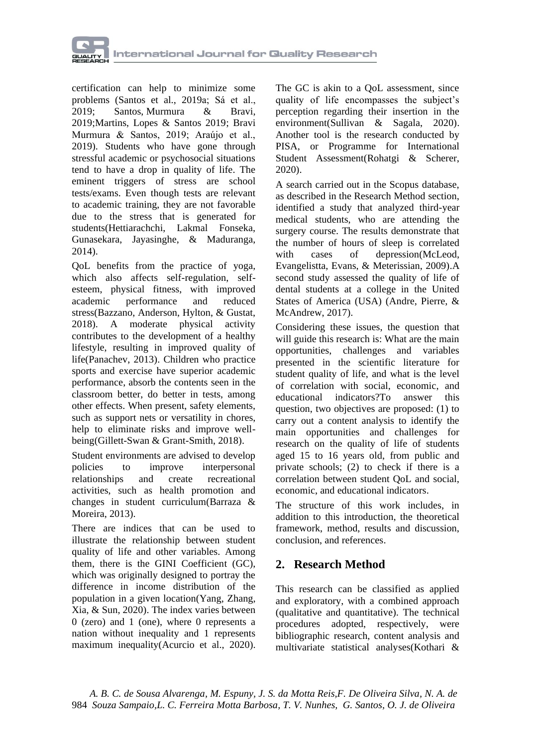certification can help to minimize some problems (Santos et al., 2019a; Sá et al., 2019; Santos, Murmura & Bravi, 2019;Martins, Lopes & Santos 2019; Bravi Murmura & Santos, 2019; Araújo et al., 2019). Students who have gone through stressful academic or psychosocial situations tend to have a drop in quality of life. The eminent triggers of stress are school tests/exams. Even though tests are relevant to academic training, they are not favorable due to the stress that is generated for students(Hettiarachchi, Lakmal Fonseka, Gunasekara, Jayasinghe, & Maduranga, 2014).

QoL benefits from the practice of yoga, which also affects self-regulation, self-esteem, physical fitness, with improved academic performance and reduced stress(Bazzano, Anderson, Hylton, & Gustat, 2018). A moderate physical activity contributes to the development of a healthy lifestyle, resulting in improved quality of life(Panachev, 2013). Children who practice sports and exercise have superior academic performance, absorb the contents seen in the classroom better, do better in tests, among other effects. When present, safety elements, such as support nets or versatility in chores, help to eliminate risks and improve well-being(Gillett-Swan & Grant-Smith, 2018).

Student environments are advised to develop policies to improve interpersonal relationships and create recreational activities, such as health promotion and changes in student curriculum(Barraza & Moreira, 2013).

There are indices that can be used to illustrate the relationship between student quality of life and other variables. Among them, there is the GINI Coefficient (GC), which was originally designed to portray the difference in income distribution of the population in a given location(Yang, Zhang, Xia, & Sun, 2020). The index varies between 0 (zero) and 1 (one), where 0 represents a nation without inequality and 1 represents maximum inequality(Acurcio et al., 2020). The GC is akin to a QoL assessment, since quality of life encompasses the subject's perception regarding their insertion in the environment(Sullivan & Sagala, 2020). Another tool is the research conducted by PISA, or Programme for International Student Assessment(Rohatgi & Scherer, 2020).

A search carried out in the Scopus database, as described in the Research Method section, identified a study that analyzed third-year medical students, who are attending the surgery course. The results demonstrate that the number of hours of sleep is correlated with cases of depression(McLeod, Evangelistta, Evans, & Meterissian, 2009).A second study assessed the quality of life of dental students at a college in the United States of America (USA) (Andre, Pierre, & McAndrew, 2017).

Considering these issues, the question that will guide this research is: What are the main opportunities, challenges and variables presented in the scientific literature for student quality of life, and what is the level of correlation with social, economic, and educational indicators?To answer this question, two objectives are proposed: (1) to carry out a content analysis to identify the main opportunities and challenges for research on the quality of life of students aged 15 to 16 years old, from public and private schools; (2) to check if there is a correlation between student QoL and social, economic, and educational indicators.

The structure of this work includes, in addition to this introduction, the theoretical framework, method, results and discussion, conclusion, and references.

## 2. Research Method

This research can be classified as applied and exploratory, with a combined approach (qualitative and quantitative). The technical procedures adopted, respectively, were bibliographic research, content analysis and multivariate statistical analyses(Kothari &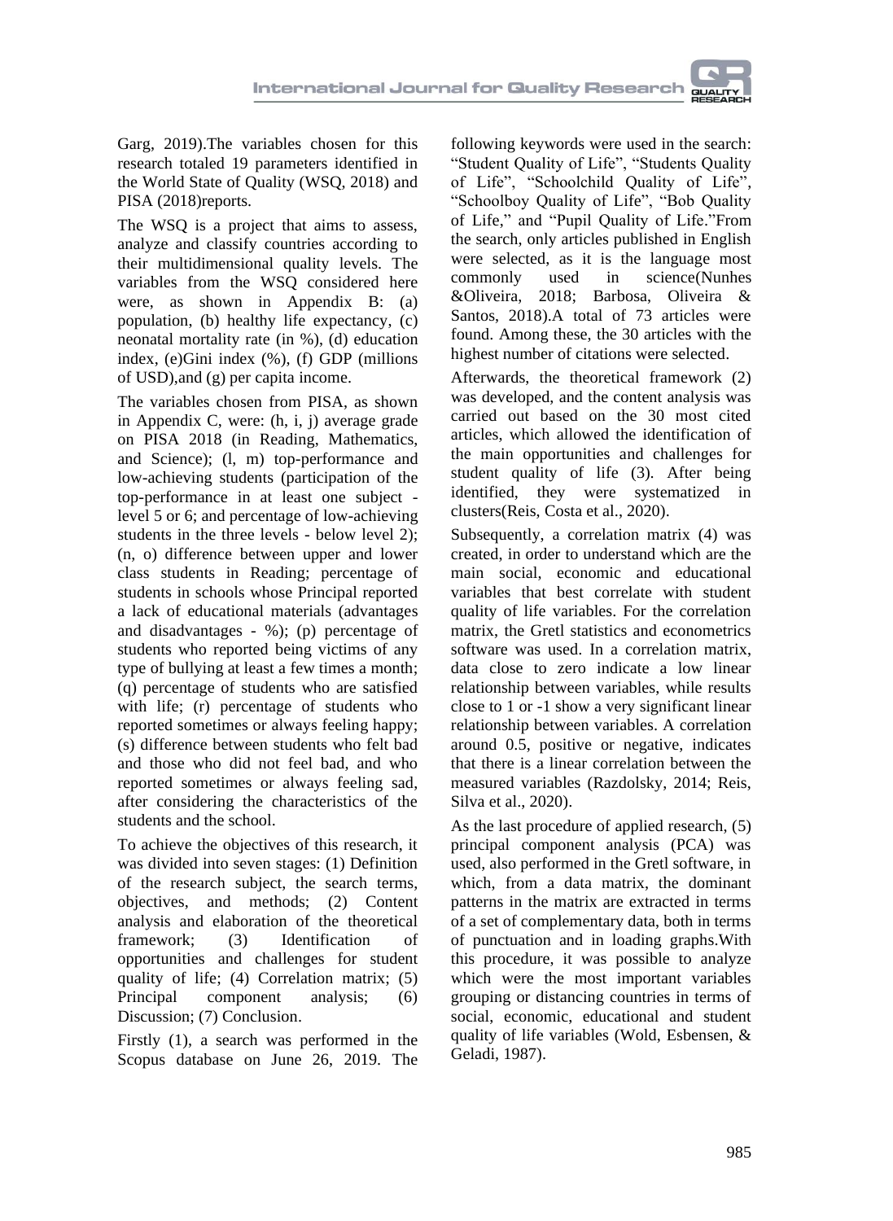Garg, 2019).The variables chosen for this research totaled 19 parameters identified in the World State of Quality (WSQ, 2018) and PISA (2018)reports.

The WSQ is a project that aims to assess, analyze and classify countries according to their multidimensional quality levels. The variables from the WSQ considered here were, as shown in Appendix B: (a) population, (b) healthy life expectancy, (c) neonatal mortality rate (in %), (d) education index, (e)Gini index (%), (f) GDP (millions of USD),and (g) per capita income.

The variables chosen from PISA, as shown in Appendix C, were: (h, i, j) average grade on PISA 2018 (in Reading, Mathematics, and Science); (l, m) top-performance and low-achieving students (participation of the top-performance in at least one subject - level 5 or 6; and percentage of low-achieving students in the three levels - below level 2); (n, o) difference between upper and lower class students in Reading; percentage of students in schools whose Principal reported a lack of educational materials (advantages and disadvantages - %); (p) percentage of students who reported being victims of any type of bullying at least a few times a month; (q) percentage of students who are satisfied with life; (r) percentage of students who reported sometimes or always feeling happy; (s) difference between students who felt bad and those who did not feel bad, and who reported sometimes or always feeling sad, after considering the characteristics of the students and the school.

To achieve the objectives of this research, it was divided into seven stages: (1) Definition of the research subject, the search terms, objectives, and methods; (2) Content analysis and elaboration of the theoretical framework; (3) Identification of opportunities and challenges for student quality of life; (4) Correlation matrix; (5) Principal component analysis; (6) Discussion; (7) Conclusion.

Firstly (1), a search was performed in the Scopus database on June 26, 2019. The following keywords were used in the search: "Student Quality of Life", "Students Quality of Life", "Schoolchild Quality of Life", "Schoolboy Quality of Life", "Bob Quality of Life," and "Pupil Quality of Life."From the search, only articles published in English were selected, as it is the language most commonly used in science(Nunhes &Oliveira, 2018; Barbosa, Oliveira & Santos, 2018).A total of 73 articles were found. Among these, the 30 articles with the highest number of citations were selected.

Afterwards, the theoretical framework (2) was developed, and the content analysis was carried out based on the 30 most cited articles, which allowed the identification of the main opportunities and challenges for student quality of life (3). After being identified, they were systematized in clusters(Reis, Costa et al., 2020).

Subsequently, a correlation matrix (4) was created, in order to understand which are the main social, economic and educational variables that best correlate with student quality of life variables. For the correlation matrix, the Gretl statistics and econometrics software was used. In a correlation matrix, data close to zero indicate a low linear relationship between variables, while results close to 1 or -1 show a very significant linear relationship between variables. A correlation around 0.5, positive or negative, indicates that there is a linear correlation between the measured variables (Razdolsky, 2014; Reis, Silva et al., 2020).

As the last procedure of applied research, (5) principal component analysis (PCA) was used, also performed in the Gretl software, in which, from a data matrix, the dominant patterns in the matrix are extracted in terms of a set of complementary data, both in terms of punctuation and in loading graphs.With this procedure, it was possible to analyze which were the most important variables grouping or distancing countries in terms of social, economic, educational and student quality of life variables (Wold, Esbensen, & Geladi, 1987).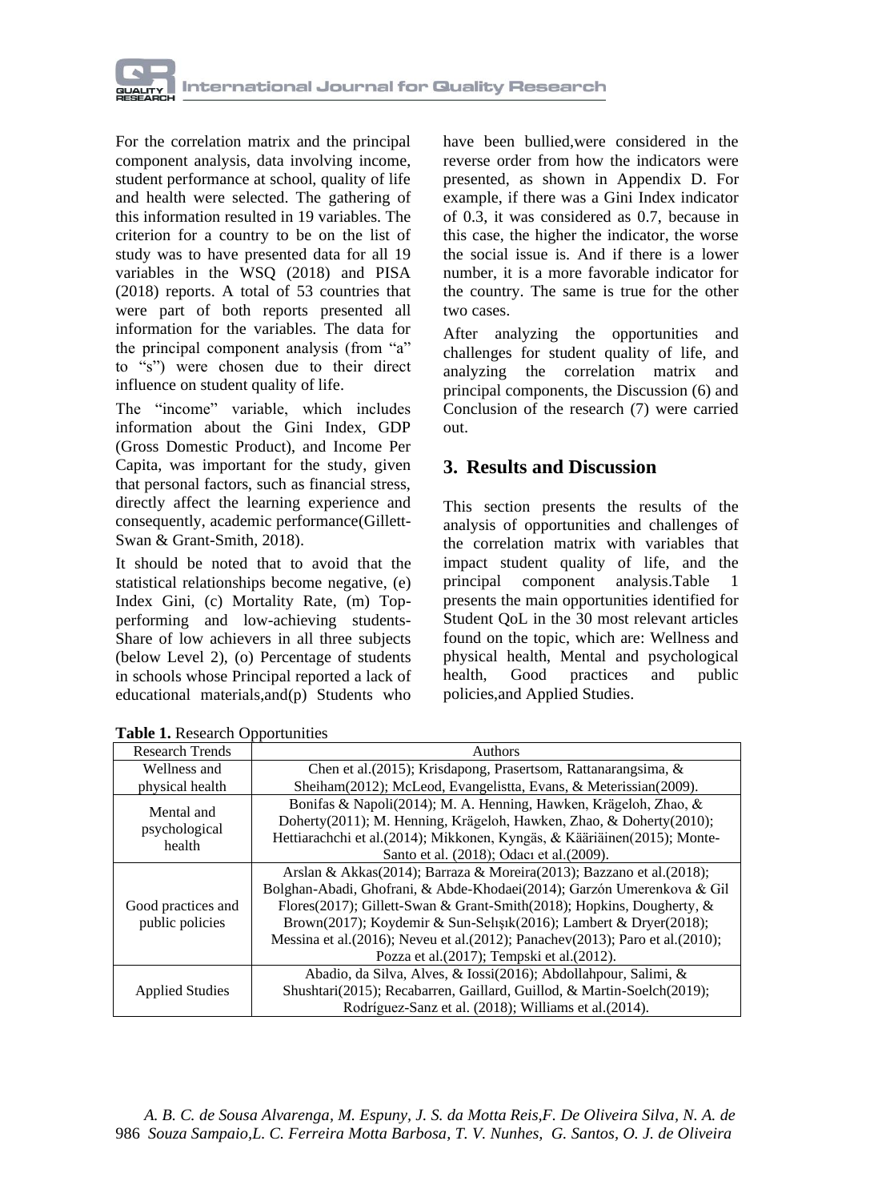For the correlation matrix and the principal component analysis, data involving income, student performance at school, quality of life and health were selected. The gathering of this information resulted in 19 variables. The criterion for a country to be on the list of study was to have presented data for all 19 variables in the WSQ (2018) and PISA (2018) reports. A total of 53 countries that were part of both reports presented all information for the variables. The data for the principal component analysis (from "a" to "s") were chosen due to their direct influence on student quality of life.

The "income" variable, which includes information about the Gini Index, GDP (Gross Domestic Product), and Income Per Capita, was important for the study, given that personal factors, such as financial stress, directly affect the learning experience and consequently, academic performance(Gillett-Swan & Grant-Smith, 2018).

It should be noted that to avoid that the statistical relationships become negative, (e) Index Gini, (c) Mortality Rate, (m) Top-performing and low-achieving students-Share of low achievers in all three subjects (below Level 2), (o) Percentage of students in schools whose Principal reported a lack of educational materials,and(p) Students who have been bullied,were considered in the reverse order from how the indicators were presented, as shown in Appendix D. For example, if there was a Gini Index indicator of 0.3, it was considered as 0.7, because in this case, the higher the indicator, the worse the social issue is. And if there is a lower number, it is a more favorable indicator for the country. The same is true for the other two cases.

After analyzing the opportunities and challenges for student quality of life, and analyzing the correlation matrix and principal components, the Discussion (6) and Conclusion of the research (7) were carried out.

## 3. Results and Discussion

This section presents the results of the analysis of opportunities and challenges of the correlation matrix with variables that impact student quality of life, and the principal component analysis.Table 1 presents the main opportunities identified for Student QoL in the 30 most relevant articles found on the topic, which are: Wellness and physical health, Mental and psychological health, Good practices and public policies,and Applied Studies.

**Table 1.** Research Opportunities

| Research Trends | Authors |
|---|---|
| Wellness and physical health | Chen et al.(2015); Krisdapong, Prasertsom, Rattanarangsima, & Sheiham(2012); McLeod, Evangelistta, Evans, & Meterissian(2009). |
| Mental and psychological health | Bonifas & Napoli(2014); M. A. Henning, Hawken, Krägeloh, Zhao, & Doherty(2011); M. Henning, Krägeloh, Hawken, Zhao, & Doherty(2010); Hettiarachchi et al.(2014); Mikkonen, Kyngäs, & Kääriäinen(2015); Monte-Santo et al. (2018); Odacı et al.(2009). |
| Good practices and public policies | Arslan & Akkas(2014); Barraza & Moreira(2013); Bazzano et al.(2018); Bolghan-Abadi, Ghofrani, & Abde-Khodaei(2014); Garzón Umerenkova & Gil Flores(2017); Gillett-Swan & Grant-Smith(2018); Hopkins, Dougherty, & Brown(2017); Koydemir & Sun-Selışık(2016); Lambert & Dryer(2018); Messina et al.(2016); Neveu et al.(2012); Panachev(2013); Paro et al.(2010); Pozza et al.(2017); Tempski et al.(2012). |
| Applied Studies | Abadio, da Silva, Alves, & Iossi(2016); Abdollahpour, Salimi, & Shushtari(2015); Recabarren, Gaillard, Guillod, & Martin-Soelch(2019); Rodríguez-Sanz et al. (2018); Williams et al.(2014). |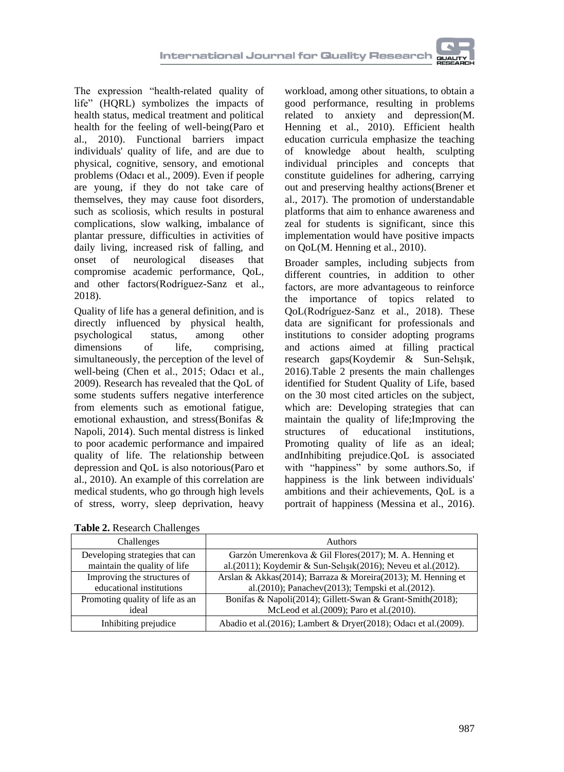The expression “health-related quality of life” (HQRL) symbolizes the impacts of health status, medical treatment and political health for the feeling of well-being(Paro et al., 2010). Functional barriers impact individuals' quality of life, and are due to physical, cognitive, sensory, and emotional problems (Odacı et al., 2009). Even if people are young, if they do not take care of themselves, they may cause foot disorders, such as scoliosis, which results in postural complications, slow walking, imbalance of plantar pressure, difficulties in activities of daily living, increased risk of falling, and onset of neurological diseases that compromise academic performance, QoL, and other factors(Rodríguez-Sanz et al., 2018).

Quality of life has a general definition, and is directly influenced by physical health, psychological status, among other dimensions of life, comprising, simultaneously, the perception of the level of well-being (Chen et al., 2015; Odacı et al., 2009). Research has revealed that the QoL of some students suffers negative interference from elements such as emotional fatigue, emotional exhaustion, and stress(Bonifas & Napoli, 2014). Such mental distress is linked to poor academic performance and impaired quality of life. The relationship between depression and QoL is also notorious(Paro et al., 2010). An example of this correlation are medical students, who go through high levels of stress, worry, sleep deprivation, heavy workload, among other situations, to obtain a good performance, resulting in problems related to anxiety and depression(M. Henning et al., 2010). Efficient health education curricula emphasize the teaching of knowledge about health, sculpting individual principles and concepts that constitute guidelines for adhering, carrying out and preserving healthy actions(Brener et al., 2017). The promotion of understandable platforms that aim to enhance awareness and zeal for students is significant, since this implementation would have positive impacts on QoL(M. Henning et al., 2010).

Broader samples, including subjects from different countries, in addition to other factors, are more advantageous to reinforce the importance of topics related to QoL(Rodríguez-Sanz et al., 2018). These data are significant for professionals and institutions to consider adopting programs and actions aimed at filling practical research gaps(Koydemir & Sun-Selışık, 2016).Table 2 presents the main challenges identified for Student Quality of Life, based on the 30 most cited articles on the subject, which are: Developing strategies that can maintain the quality of life;Improving the structures of educational institutions, Promoting quality of life as an ideal; andInhibiting prejudice.QoL is associated with “happiness” by some authors.So, if happiness is the link between individuals' ambitions and their achievements, QoL is a portrait of happiness (Messina et al., 2016).

**Table 2.** Research Challenges

| Challenges | Authors |
| --- | --- |
| Developing strategies that can maintain the quality of life | Garzón Umerenkova & Gil Flores(2017); M. A. Henning et al.(2011); Koydemir & Sun-Selışık(2016); Neveu et al.(2012). |
| Improving the structures of educational institutions | Arslan & Akkas(2014); Barraza & Moreira(2013); M. Henning et al.(2010); Panachev(2013); Tempski et al.(2012). |
| Promoting quality of life as an ideal | Bonifas & Napoli(2014); Gillett-Swan & Grant-Smith(2018); McLeod et al.(2009); Paro et al.(2010). |
| Inhibiting prejudice | Abadio et al.(2016); Lambert & Dryer(2018); Odacı et al.(2009). |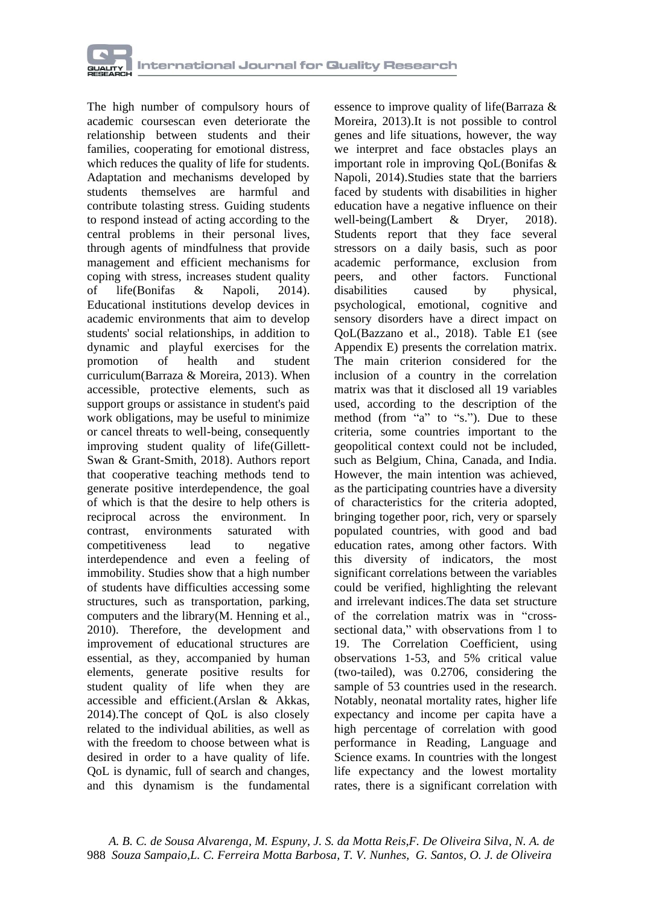The high number of compulsory hours of academic coursescan even deteriorate the relationship between students and their families, cooperating for emotional distress, which reduces the quality of life for students. Adaptation and mechanisms developed by students themselves are harmful and contribute tolasting stress. Guiding students to respond instead of acting according to the central problems in their personal lives, through agents of mindfulness that provide management and efficient mechanisms for coping with stress, increases student quality of life(Bonifas & Napoli, 2014). Educational institutions develop devices in academic environments that aim to develop students' social relationships, in addition to dynamic and playful exercises for the promotion of health and student curriculum(Barraza & Moreira, 2013). When accessible, protective elements, such as support groups or assistance in student's paid work obligations, may be useful to minimize or cancel threats to well-being, consequently improving student quality of life(Gillett-Swan & Grant-Smith, 2018). Authors report that cooperative teaching methods tend to generate positive interdependence, the goal of which is that the desire to help others is reciprocal across the environment. In contrast, environments saturated with competitiveness lead to negative interdependence and even a feeling of immobility. Studies show that a high number of students have difficulties accessing some structures, such as transportation, parking, computers and the library(M. Henning et al., 2010). Therefore, the development and improvement of educational structures are essential, as they, accompanied by human elements, generate positive results for student quality of life when they are accessible and efficient.(Arslan & Akkas, 2014).The concept of QoL is also closely related to the individual abilities, as well as with the freedom to choose between what is desired in order to a have quality of life. QoL is dynamic, full of search and changes, and this dynamism is the fundamental essence to improve quality of life(Barraza & Moreira, 2013).It is not possible to control genes and life situations, however, the way we interpret and face obstacles plays an important role in improving QoL(Bonifas & Napoli, 2014).Studies state that the barriers faced by students with disabilities in higher education have a negative influence on their well-being(Lambert & Dryer, 2018). Students report that they face several stressors on a daily basis, such as poor academic performance, exclusion from peers, and other factors. Functional disabilities caused by physical, psychological, emotional, cognitive and sensory disorders have a direct impact on QoL(Bazzano et al., 2018). Table E1 (see Appendix E) presents the correlation matrix. The main criterion considered for the inclusion of a country in the correlation matrix was that it disclosed all 19 variables used, according to the description of the method (from "a" to "s."). Due to these criteria, some countries important to the geopolitical context could not be included, such as Belgium, China, Canada, and India. However, the main intention was achieved, as the participating countries have a diversity of characteristics for the criteria adopted, bringing together poor, rich, very or sparsely populated countries, with good and bad education rates, among other factors. With this diversity of indicators, the most significant correlations between the variables could be verified, highlighting the relevant and irrelevant indices.The data set structure of the correlation matrix was in "cross-sectional data," with observations from 1 to 19. The Correlation Coefficient, using observations 1-53, and 5% critical value (two-tailed), was 0.2706, considering the sample of 53 countries used in the research. Notably, neonatal mortality rates, higher life expectancy and income per capita have a high percentage of correlation with good performance in Reading, Language and Science exams. In countries with the longest life expectancy and the lowest mortality rates, there is a significant correlation with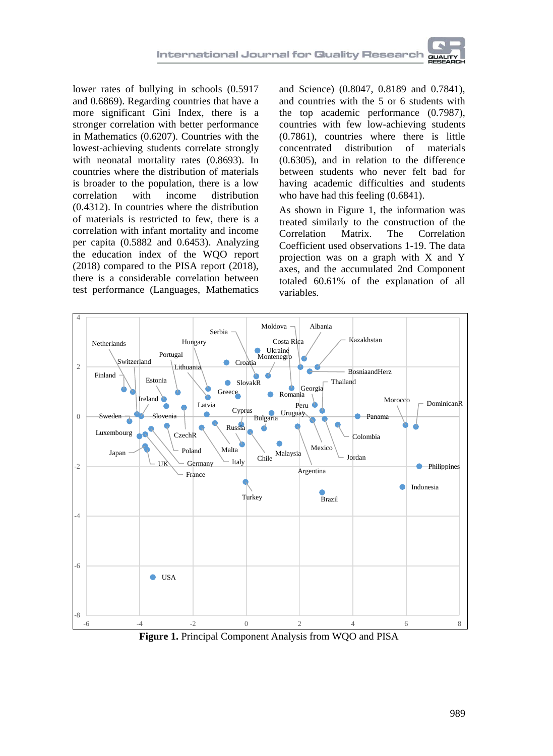lower rates of bullying in schools (0.5917 and 0.6869). Regarding countries that have a more significant Gini Index, there is a stronger correlation with better performance in Mathematics (0.6207). Countries with the lowest-achieving students correlate strongly with neonatal mortality rates (0.8693). In countries where the distribution of materials is broader to the population, there is a low correlation with income distribution (0.4312). In countries where the distribution of materials is restricted to few, there is a correlation with infant mortality and income per capita (0.5882 and 0.6453). Analyzing the education index of the WQO report (2018) compared to the PISA report (2018), there is a considerable correlation between test performance (Languages, Mathematics and Science) (0.8047, 0.8189 and 0.7841), and countries with the 5 or 6 students with the top academic performance (0.7987), countries with few low-achieving students (0.7861), countries where there is little concentrated distribution of materials (0.6305), and in relation to the difference between students who never felt bad for having academic difficulties and students who have had this feeling (0.6841).

As shown in Figure 1, the information was treated similarly to the construction of the Correlation Matrix. The Correlation Coefficient used observations 1-19. The data projection was on a graph with X and Y axes, and the accumulated 2nd Component totaled 60.61% of the explanation of all variables.

**Figure 1.** Principal Component Analysis from WQO and PISA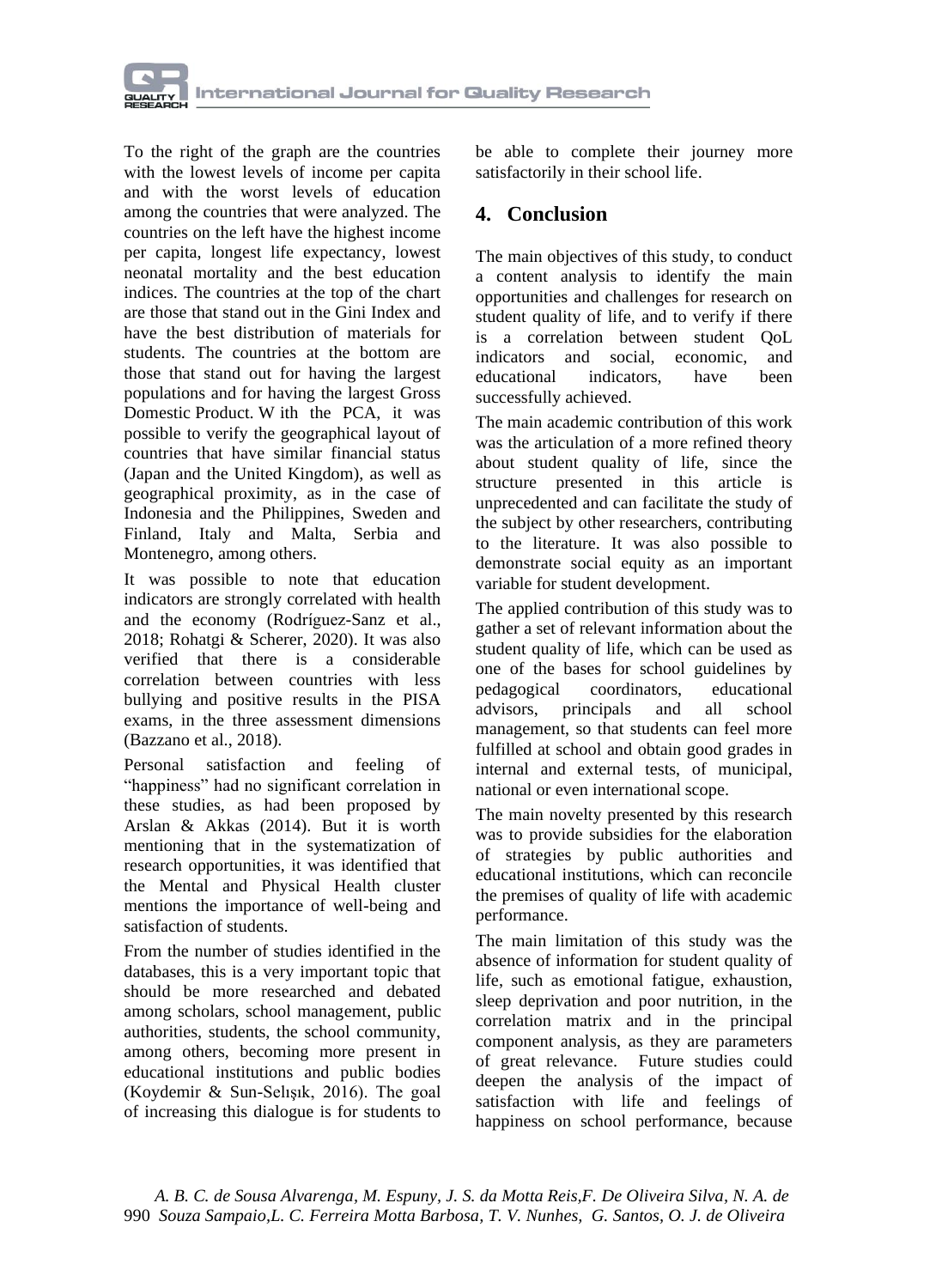To the right of the graph are the countries with the lowest levels of income per capita and with the worst levels of education among the countries that were analyzed. The countries on the left have the highest income per capita, longest life expectancy, lowest neonatal mortality and the best education indices. The countries at the top of the chart are those that stand out in the Gini Index and have the best distribution of materials for students. The countries at the bottom are those that stand out for having the largest populations and for having the largest Gross Domestic Product. W ith the PCA, it was possible to verify the geographical layout of countries that have similar financial status (Japan and the United Kingdom), as well as geographical proximity, as in the case of Indonesia and the Philippines, Sweden and Finland, Italy and Malta, Serbia and Montenegro, among others.

It was possible to note that education indicators are strongly correlated with health and the economy (Rodríguez-Sanz et al., 2018; Rohatgi & Scherer, 2020). It was also verified that there is a considerable correlation between countries with less bullying and positive results in the PISA exams, in the three assessment dimensions (Bazzano et al., 2018).

Personal satisfaction and feeling of "happiness" had no significant correlation in these studies, as had been proposed by Arslan & Akkas (2014). But it is worth mentioning that in the systematization of research opportunities, it was identified that the Mental and Physical Health cluster mentions the importance of well-being and satisfaction of students.

From the number of studies identified in the databases, this is a very important topic that should be more researched and debated among scholars, school management, public authorities, students, the school community, among others, becoming more present in educational institutions and public bodies (Koydemir & Sun-Selıṣık, 2016). The goal of increasing this dialogue is for students to be able to complete their journey more satisfactorily in their school life.

## 4. Conclusion

The main objectives of this study, to conduct a content analysis to identify the main opportunities and challenges for research on student quality of life, and to verify if there is a correlation between student QoL indicators and social, economic, and educational indicators, have been successfully achieved.

The main academic contribution of this work was the articulation of a more refined theory about student quality of life, since the structure presented in this article is unprecedented and can facilitate the study of the subject by other researchers, contributing to the literature. It was also possible to demonstrate social equity as an important variable for student development.

The applied contribution of this study was to gather a set of relevant information about the student quality of life, which can be used as one of the bases for school guidelines by pedagogical coordinators, educational advisors, principals and all school management, so that students can feel more fulfilled at school and obtain good grades in internal and external tests, of municipal, national or even international scope.

The main novelty presented by this research was to provide subsidies for the elaboration of strategies by public authorities and educational institutions, which can reconcile the premises of quality of life with academic performance.

The main limitation of this study was the absence of information for student quality of life, such as emotional fatigue, exhaustion, sleep deprivation and poor nutrition, in the correlation matrix and in the principal component analysis, as they are parameters of great relevance. Future studies could deepen the analysis of the impact of satisfaction with life and feelings of happiness on school performance, because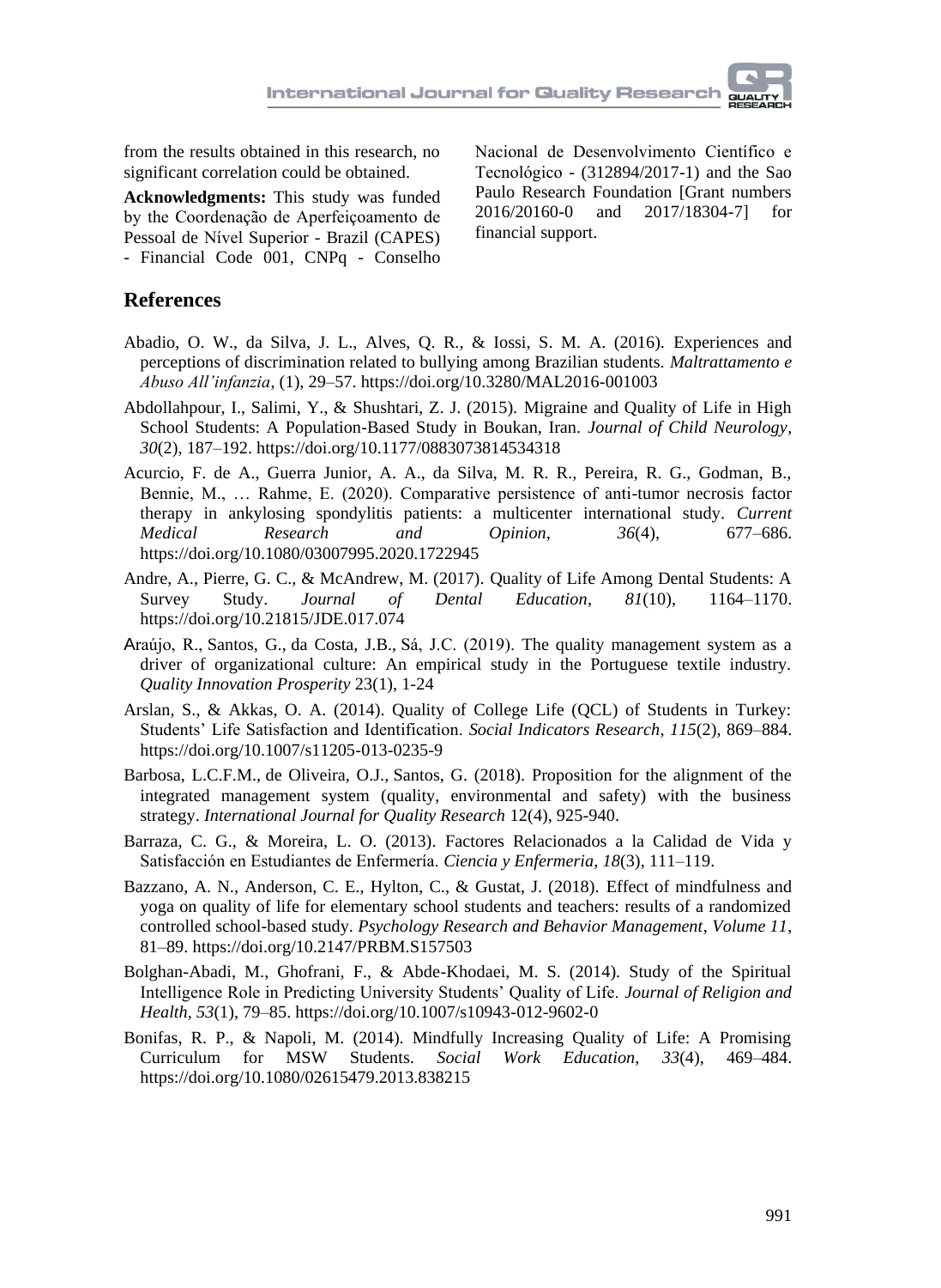from the results obtained in this research, no significant correlation could be obtained.

**Acknowledgments:** This study was funded by the Coordenação de Aperfeiçoamento de Pessoal de Nível Superior - Brazil (CAPES) - Financial Code 001, CNPq - Conselho Nacional de Desenvolvimento Científico e Tecnológico - (312894/2017-1) and the Sao Paulo Research Foundation [Grant numbers 2016/20160-0 and 2017/18304-7] for financial support.

## References

Abadio, O. W., da Silva, J. L., Alves, Q. R., & Iossi, S. M. A. (2016). Experiences and perceptions of discrimination related to bullying among Brazilian students. *Maltrattamento e Abuso All'infanzia*, (1), 29–57. https://doi.org/10.3280/MAL2016-001003

Abdollahpour, I., Salimi, Y., & Shushtari, Z. J. (2015). Migraine and Quality of Life in High School Students: A Population-Based Study in Boukan, Iran. *Journal of Child Neurology*, *30*(2), 187–192. https://doi.org/10.1177/0883073814534318

Acurcio, F. de A., Guerra Junior, A. A., da Silva, M. R. R., Pereira, R. G., Godman, B., Bennie, M., … Rahme, E. (2020). Comparative persistence of anti-tumor necrosis factor therapy in ankylosing spondylitis patients: a multicenter international study. *Current Medical Research and Opinion*, *36*(4), 677–686. https://doi.org/10.1080/03007995.2020.1722945

Andre, A., Pierre, G. C., & McAndrew, M. (2017). Quality of Life Among Dental Students: A Survey Study. *Journal of Dental Education*, *81*(10), 1164–1170. https://doi.org/10.21815/JDE.017.074

Araújo, R., Santos, G., da Costa, J.B., Sá, J.C. (2019). The quality management system as a driver of organizational culture: An empirical study in the Portuguese textile industry. *Quality Innovation Prosperity* 23(1), 1-24

Arslan, S., & Akkas, O. A. (2014). Quality of College Life (QCL) of Students in Turkey: Students' Life Satisfaction and Identification. *Social Indicators Research*, *115*(2), 869–884. https://doi.org/10.1007/s11205-013-0235-9

Barbosa, L.C.F.M., de Oliveira, O.J., Santos, G. (2018). Proposition for the alignment of the integrated management system (quality, environmental and safety) with the business strategy. *International Journal for Quality Research* 12(4), 925-940.

Barraza, C. G., & Moreira, L. O. (2013). Factores Relacionados a la Calidad de Vida y Satisfacción en Estudiantes de Enfermería. *Ciencia y Enfermeria*, *18*(3), 111–119.

Bazzano, A. N., Anderson, C. E., Hylton, C., & Gustat, J. (2018). Effect of mindfulness and yoga on quality of life for elementary school students and teachers: results of a randomized controlled school-based study. *Psychology Research and Behavior Management*, *Volume 11*, 81–89. https://doi.org/10.2147/PRBM.S157503

Bolghan-Abadi, M., Ghofrani, F., & Abde-Khodaei, M. S. (2014). Study of the Spiritual Intelligence Role in Predicting University Students' Quality of Life. *Journal of Religion and Health*, *53*(1), 79–85. https://doi.org/10.1007/s10943-012-9602-0

Bonifas, R. P., & Napoli, M. (2014). Mindfully Increasing Quality of Life: A Promising Curriculum for MSW Students. *Social Work Education*, *33*(4), 469–484. https://doi.org/10.1080/02615479.2013.838215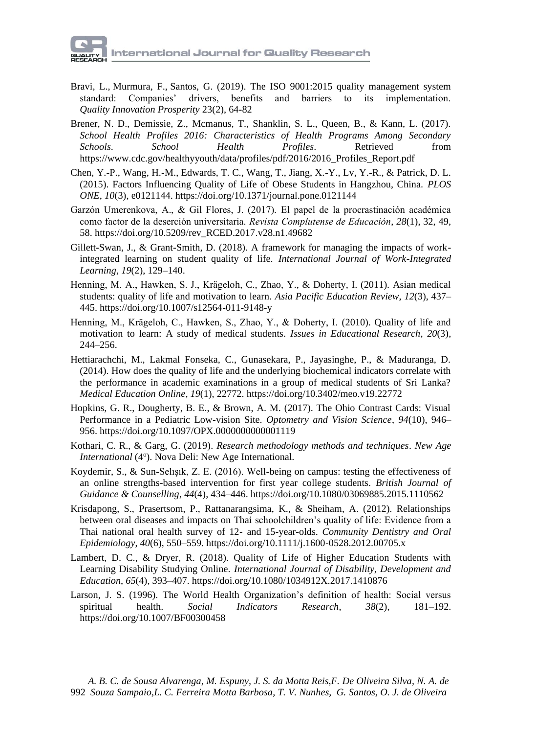Bravi, L., Murmura, F., Santos, G. (2019). The ISO 9001:2015 quality management system standard: Companies' drivers, benefits and barriers to its implementation. *Quality Innovation Prosperity* 23(2), 64-82

Brener, N. D., Demissie, Z., Mcmanus, T., Shanklin, S. L., Queen, B., & Kann, L. (2017). *School Health Profiles 2016: Characteristics of Health Programs Among Secondary Schools. School Health Profiles*. Retrieved from https://www.cdc.gov/healthyyouth/data/profiles/pdf/2016/2016_Profiles_Report.pdf

Chen, Y.-P., Wang, H.-M., Edwards, T. C., Wang, T., Jiang, X.-Y., Lv, Y.-R., & Patrick, D. L. (2015). Factors Influencing Quality of Life of Obese Students in Hangzhou, China. *PLOS ONE*, *10*(3), e0121144. https://doi.org/10.1371/journal.pone.0121144

Garzón Umerenkova, A., & Gil Flores, J. (2017). El papel de la procrastinación académica como factor de la deserción universitaria. *Revista Complutense de Educación*, *28*(1), 32, 49, 58. https://doi.org/10.5209/rev_RCED.2017.v28.n1.49682

Gillett-Swan, J., & Grant-Smith, D. (2018). A framework for managing the impacts of work-integrated learning on student quality of life. *International Journal of Work-Integrated Learning*, *19*(2), 129–140.

Henning, M. A., Hawken, S. J., Krägeloh, C., Zhao, Y., & Doherty, I. (2011). Asian medical students: quality of life and motivation to learn. *Asia Pacific Education Review*, *12*(3), 437–445. https://doi.org/10.1007/s12564-011-9148-y

Henning, M., Krägeloh, C., Hawken, S., Zhao, Y., & Doherty, I. (2010). Quality of life and motivation to learn: A study of medical students. *Issues in Educational Research*, *20*(3), 244–256.

Hettiarachchi, M., Lakmal Fonseka, C., Gunasekara, P., Jayasinghe, P., & Maduranga, D. (2014). How does the quality of life and the underlying biochemical indicators correlate with the performance in academic examinations in a group of medical students of Sri Lanka? *Medical Education Online*, *19*(1), 22772. https://doi.org/10.3402/meo.v19.22772

Hopkins, G. R., Dougherty, B. E., & Brown, A. M. (2017). The Ohio Contrast Cards: Visual Performance in a Pediatric Low-vision Site. *Optometry and Vision Science*, *94*(10), 946–956. https://doi.org/10.1097/OPX.0000000000001119

Kothari, C. R., & Garg, G. (2019). *Research methodology methods and techniques*. *New Age International* (4º). Nova Deli: New Age International.

Koydemir, S., & Sun-Selışık, Z. E. (2016). Well-being on campus: testing the effectiveness of an online strengths-based intervention for first year college students. *British Journal of Guidance & Counselling*, *44*(4), 434–446. https://doi.org/10.1080/03069885.2015.1110562

Krisdapong, S., Prasertsom, P., Rattanarangsima, K., & Sheiham, A. (2012). Relationships between oral diseases and impacts on Thai schoolchildren's quality of life: Evidence from a Thai national oral health survey of 12- and 15-year-olds. *Community Dentistry and Oral Epidemiology*, *40*(6), 550–559. https://doi.org/10.1111/j.1600-0528.2012.00705.x

Lambert, D. C., & Dryer, R. (2018). Quality of Life of Higher Education Students with Learning Disability Studying Online. *International Journal of Disability, Development and Education*, *65*(4), 393–407. https://doi.org/10.1080/1034912X.2017.1410876

Larson, J. S. (1996). The World Health Organization's definition of health: Social versus spiritual health. *Social Indicators Research*, *38*(2), 181–192. https://doi.org/10.1007/BF00300458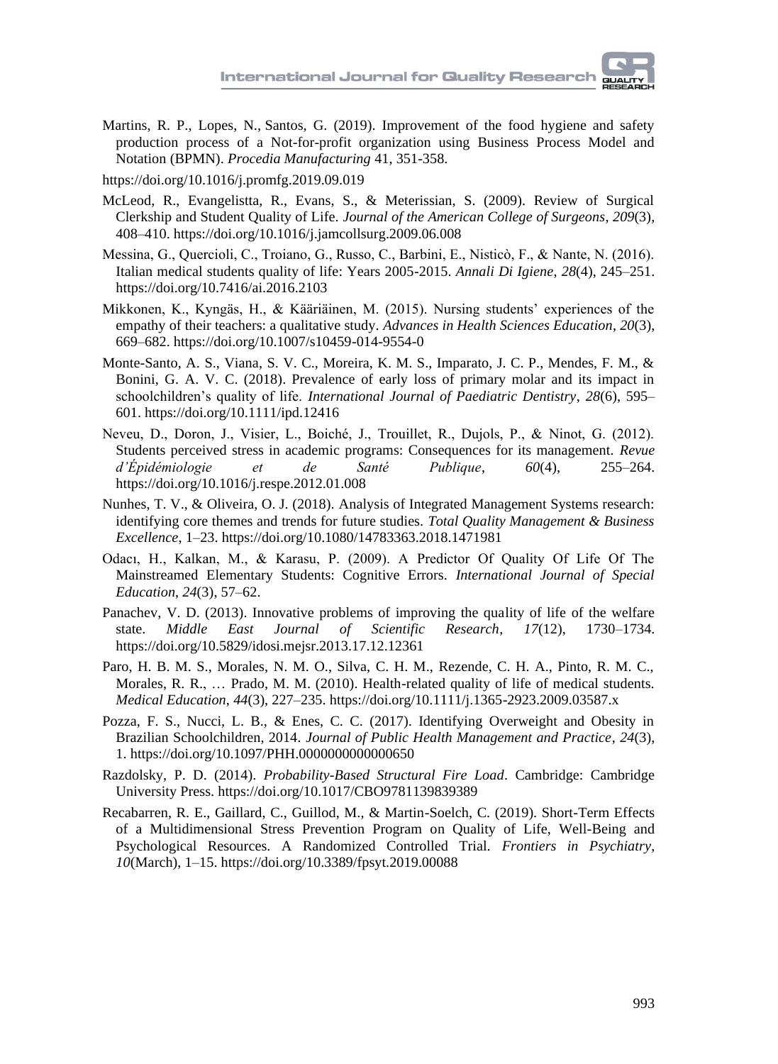Martins, R. P., Lopes, N., Santos, G. (2019). Improvement of the food hygiene and safety production process of a Not-for-profit organization using Business Process Model and Notation (BPMN). *Procedia Manufacturing* 41, 351-358.

https://doi.org/10.1016/j.promfg.2019.09.019

McLeod, R., Evangelistta, R., Evans, S., & Meterissian, S. (2009). Review of Surgical Clerkship and Student Quality of Life. *Journal of the American College of Surgeons*, *209*(3), 408–410. https://doi.org/10.1016/j.jamcollsurg.2009.06.008

Messina, G., Quercioli, C., Troiano, G., Russo, C., Barbini, E., Nisticò, F., & Nante, N. (2016). Italian medical students quality of life: Years 2005-2015. *Annali Di Igiene*, *28*(4), 245–251. https://doi.org/10.7416/ai.2016.2103

Mikkonen, K., Kyngäs, H., & Kääriäinen, M. (2015). Nursing students' experiences of the empathy of their teachers: a qualitative study. *Advances in Health Sciences Education*, *20*(3), 669–682. https://doi.org/10.1007/s10459-014-9554-0

Monte-Santo, A. S., Viana, S. V. C., Moreira, K. M. S., Imparato, J. C. P., Mendes, F. M., & Bonini, G. A. V. C. (2018). Prevalence of early loss of primary molar and its impact in schoolchildren's quality of life. *International Journal of Paediatric Dentistry*, *28*(6), 595–601. https://doi.org/10.1111/ipd.12416

Neveu, D., Doron, J., Visier, L., Boiché, J., Trouillet, R., Dujols, P., & Ninot, G. (2012). Students perceived stress in academic programs: Consequences for its management. *Revue d'Épidémiologie et de Santé Publique*, *60*(4), 255–264. https://doi.org/10.1016/j.respe.2012.01.008

Nunhes, T. V., & Oliveira, O. J. (2018). Analysis of Integrated Management Systems research: identifying core themes and trends for future studies. *Total Quality Management & Business Excellence*, 1–23. https://doi.org/10.1080/14783363.2018.1471981

Odacı, H., Kalkan, M., & Karasu, P. (2009). A Predictor Of Quality Of Life Of The Mainstreamed Elementary Students: Cognitive Errors. *International Journal of Special Education*, *24*(3), 57–62.

Panachev, V. D. (2013). Innovative problems of improving the quality of life of the welfare state. *Middle East Journal of Scientific Research*, *17*(12), 1730–1734. https://doi.org/10.5829/idosi.mejsr.2013.17.12.12361

Paro, H. B. M. S., Morales, N. M. O., Silva, C. H. M., Rezende, C. H. A., Pinto, R. M. C., Morales, R. R., … Prado, M. M. (2010). Health-related quality of life of medical students. *Medical Education*, *44*(3), 227–235. https://doi.org/10.1111/j.1365-2923.2009.03587.x

Pozza, F. S., Nucci, L. B., & Enes, C. C. (2017). Identifying Overweight and Obesity in Brazilian Schoolchildren, 2014. *Journal of Public Health Management and Practice*, *24*(3), 1. https://doi.org/10.1097/PHH.0000000000000650

Razdolsky, P. D. (2014). *Probability-Based Structural Fire Load*. Cambridge: Cambridge University Press. https://doi.org/10.1017/CBO9781139839389

Recabarren, R. E., Gaillard, C., Guillod, M., & Martin-Soelch, C. (2019). Short-Term Effects of a Multidimensional Stress Prevention Program on Quality of Life, Well-Being and Psychological Resources. A Randomized Controlled Trial. *Frontiers in Psychiatry*, *10*(March), 1–15. https://doi.org/10.3389/fpsyt.2019.00088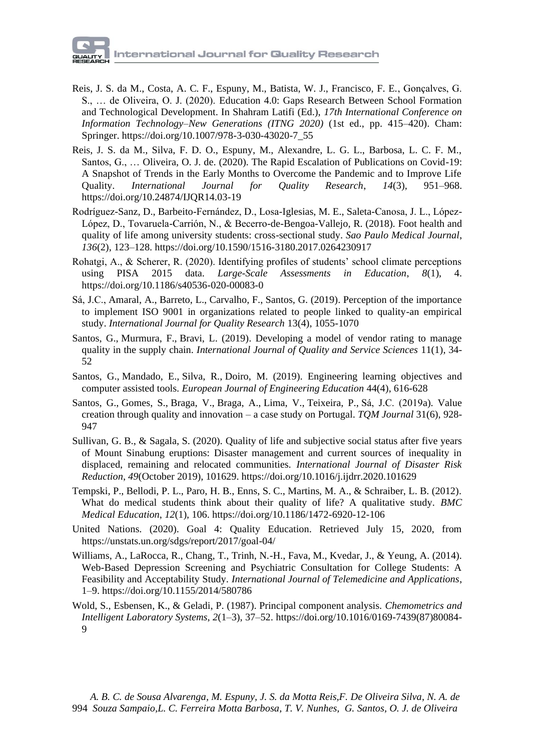Reis, J. S. da M., Costa, A. C. F., Espuny, M., Batista, W. J., Francisco, F. E., Gonçalves, G. S., … de Oliveira, O. J. (2020). Education 4.0: Gaps Research Between School Formation and Technological Development. In Shahram Latifi (Ed.), *17th International Conference on Information Technology–New Generations (ITNG 2020)* (1st ed., pp. 415–420). Cham: Springer. https://doi.org/10.1007/978-3-030-43020-7_55

Reis, J. S. da M., Silva, F. D. O., Espuny, M., Alexandre, L. G. L., Barbosa, L. C. F. M., Santos, G., … Oliveira, O. J. de. (2020). The Rapid Escalation of Publications on Covid-19: A Snapshot of Trends in the Early Months to Overcome the Pandemic and to Improve Life Quality. *International Journal for Quality Research*, *14*(3), 951–968. https://doi.org/10.24874/IJQR14.03-19

Rodríguez-Sanz, D., Barbeito-Fernández, D., Losa-Iglesias, M. E., Saleta-Canosa, J. L., López-López, D., Tovaruela-Carrión, N., & Becerro-de-Bengoa-Vallejo, R. (2018). Foot health and quality of life among university students: cross-sectional study. *Sao Paulo Medical Journal*, *136*(2), 123–128. https://doi.org/10.1590/1516-3180.2017.0264230917

Rohatgi, A., & Scherer, R. (2020). Identifying profiles of students' school climate perceptions using PISA 2015 data. *Large-Scale Assessments in Education*, *8*(1), 4. https://doi.org/10.1186/s40536-020-00083-0

Sá, J.C., Amaral, A., Barreto, L., Carvalho, F., Santos, G. (2019). Perception of the importance to implement ISO 9001 in organizations related to people linked to quality-an empirical study. *International Journal for Quality Research* 13(4), 1055-1070

Santos, G., Murmura, F., Bravi, L. (2019). Developing a model of vendor rating to manage quality in the supply chain. *International Journal of Quality and Service Sciences* 11(1), 34-52

Santos, G., Mandado, E., Silva, R., Doiro, M. (2019). Engineering learning objectives and computer assisted tools. *European Journal of Engineering Education* 44(4), 616-628

Santos, G., Gomes, S., Braga, V., Braga, A., Lima, V., Teixeira, P., Sá, J.C. (2019a). Value creation through quality and innovation – a case study on Portugal. *TQM Journal* 31(6), 928-947

Sullivan, G. B., & Sagala, S. (2020). Quality of life and subjective social status after five years of Mount Sinabung eruptions: Disaster management and current sources of inequality in displaced, remaining and relocated communities. *International Journal of Disaster Risk Reduction*, *49*(October 2019), 101629. https://doi.org/10.1016/j.ijdrr.2020.101629

Tempski, P., Bellodi, P. L., Paro, H. B., Enns, S. C., Martins, M. A., & Schraiber, L. B. (2012). What do medical students think about their quality of life? A qualitative study. *BMC Medical Education*, *12*(1), 106. https://doi.org/10.1186/1472-6920-12-106

United Nations. (2020). Goal 4: Quality Education. Retrieved July 15, 2020, from https://unstats.un.org/sdgs/report/2017/goal-04/

Williams, A., LaRocca, R., Chang, T., Trinh, N.-H., Fava, M., Kvedar, J., & Yeung, A. (2014). Web-Based Depression Screening and Psychiatric Consultation for College Students: A Feasibility and Acceptability Study. *International Journal of Telemedicine and Applications*, 1–9. https://doi.org/10.1155/2014/580786

Wold, S., Esbensen, K., & Geladi, P. (1987). Principal component analysis. *Chemometrics and Intelligent Laboratory Systems*, *2*(1–3), 37–52. https://doi.org/10.1016/0169-7439(87)80084-9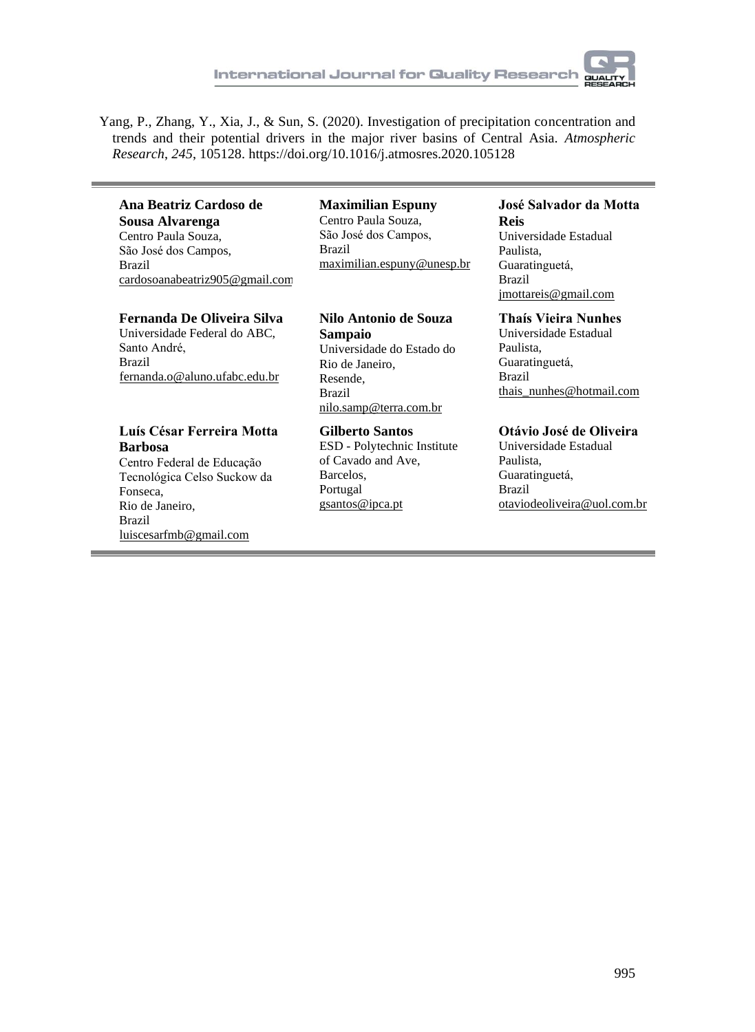Yang, P., Zhang, Y., Xia, J., & Sun, S. (2020). Investigation of precipitation concentration and trends and their potential drivers in the major river basins of Central Asia. *Atmospheric Research*, *245*, 105128. https://doi.org/10.1016/j.atmosres.2020.105128

---

**Ana Beatriz Cardoso de Sousa Alvarenga**
Centro Paula Souza,
São José dos Campos,
Brazil
cardosoanabeatriz905@gmail.com

**Maximilian Espuny**
Centro Paula Souza,
São José dos Campos,
Brazil
maximilian.espuny@unesp.br

**José Salvador da Motta Reis**
Universidade Estadual Paulista,
Guaratinguetá,
Brazil
jmottareis@gmail.com

**Fernanda De Oliveira Silva**
Universidade Federal do ABC,
Santo André,
Brazil
fernanda.o@aluno.ufabc.edu.br

**Nilo Antonio de Souza Sampaio**
Universidade do Estado do Rio de Janeiro,
Resende,
Brazil
nilo.samp@terra.com.br

**Thaís Vieira Nunhes**
Universidade Estadual Paulista,
Guaratinguetá,
Brazil
thais_nunhes@hotmail.com

**Luís César Ferreira Motta Barbosa**
Centro Federal de Educação Tecnológica Celso Suckow da Fonseca,
Rio de Janeiro,
Brazil
luiscesarfmb@gmail.com

**Gilberto Santos**
ESD - Polytechnic Institute of Cavado and Ave,
Barcelos,
Portugal
gsantos@ipca.pt

**Otávio José de Oliveira**
Universidade Estadual Paulista,
Guaratinguetá,
Brazil
otaviodeoliveira@uol.com.br

---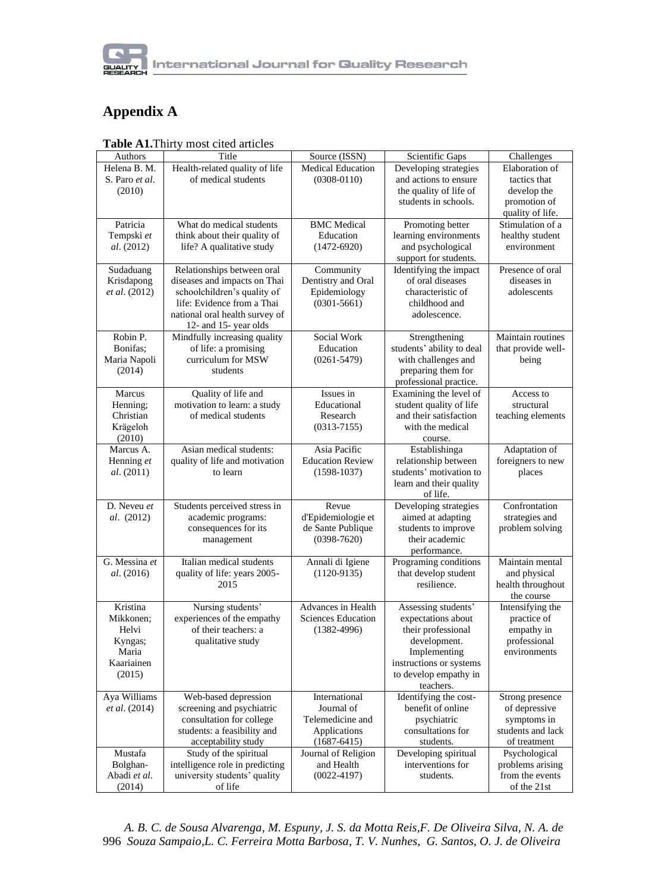# Appendix A

**Table A1.** Thirty most cited articles

| Authors | Title | Source (ISSN) | Scientific Gaps | Challenges |
|---|---|---|---|---|
| Helena B. M. S. Paro *et al.* (2010) | Health-related quality of life of medical students | Medical Education (0308-0110) | Developing strategies and actions to ensure the quality of life of students in schools. | Elaboration of tactics that develop the promotion of quality of life. |
| Patricia Tempski *et al*. (2012) | What do medical students think about their quality of life? A qualitative study | BMC Medical Education (1472-6920) | Promoting better learning environments and psychological support for students. | Stimulation of a healthy student environment |
| Sudaduang Krisdapong *et al.* (2012) | Relationships between oral diseases and impacts on Thai schoolchildren's quality of life: Evidence from a Thai national oral health survey of 12- and 15- year olds | Community Dentistry and Oral Epidemiology (0301-5661) | Identifying the impact of oral diseases characteristic of childhood and adolescence. | Presence of oral diseases in adolescents |
| Robin P. Bonifas; Maria Napoli (2014) | Mindfully increasing quality of life: a promising curriculum for MSW students | Social Work Education (0261-5479) | Strengthening students' ability to deal with challenges and preparing them for professional practice. | Maintain routines that provide well-being |
| Marcus Henning; Christian Krägeloh (2010) | Quality of life and motivation to learn: a study of medical students | Issues in Educational Research (0313-7155) | Examining the level of student quality of life and their satisfaction with the medical course. | Access to structural teaching elements |
| Marcus A. Henning *et al*. (2011) | Asian medical students: quality of life and motivation to learn | Asia Pacific Education Review (1598-1037) | Establishinga relationship between students' motivation to learn and their quality of life. | Adaptation of foreigners to new places |
| D. Neveu *et al*. (2012) | Students perceived stress in academic programs: consequences for its management | Revue d'Epidemiologie et de Sante Publique (0398-7620) | Developing strategies aimed at adapting students to improve their academic performance. | Confrontation strategies and problem solving |
| G. Messina *et al*. (2016) | Italian medical students quality of life: years 2005-2015 | Annali di Igiene (1120-9135) | Programing conditions that develop student resilience. | Maintain mental and physical health throughout the course |
| Kristina Mikkonen; Helvi Kyngas; Maria Kaariainen (2015) | Nursing students' experiences of the empathy of their teachers: a qualitative study | Advances in Health Sciences Education (1382-4996) | Assessing students' expectations about their professional development. Implementing instructions or systems to develop empathy in teachers. | Intensifying the practice of empathy in professional environments |
| Aya Williams *et al.* (2014) | Web-based depression screening and psychiatric consultation for college students: a feasibility and acceptability study | International Journal of Telemedicine and Applications (1687-6415) | Identifying the cost-benefit of online psychiatric consultations for students. | Strong presence of depressive symptoms in students and lack of treatment |
| Mustafa Bolghan-Abadi *et al*. (2014) | Study of the spiritual intelligence role in predicting university students' quality of life | Journal of Religion and Health (0022-4197) | Developing spiritual interventions for students. | Psychological problems arising from the events of the 21st |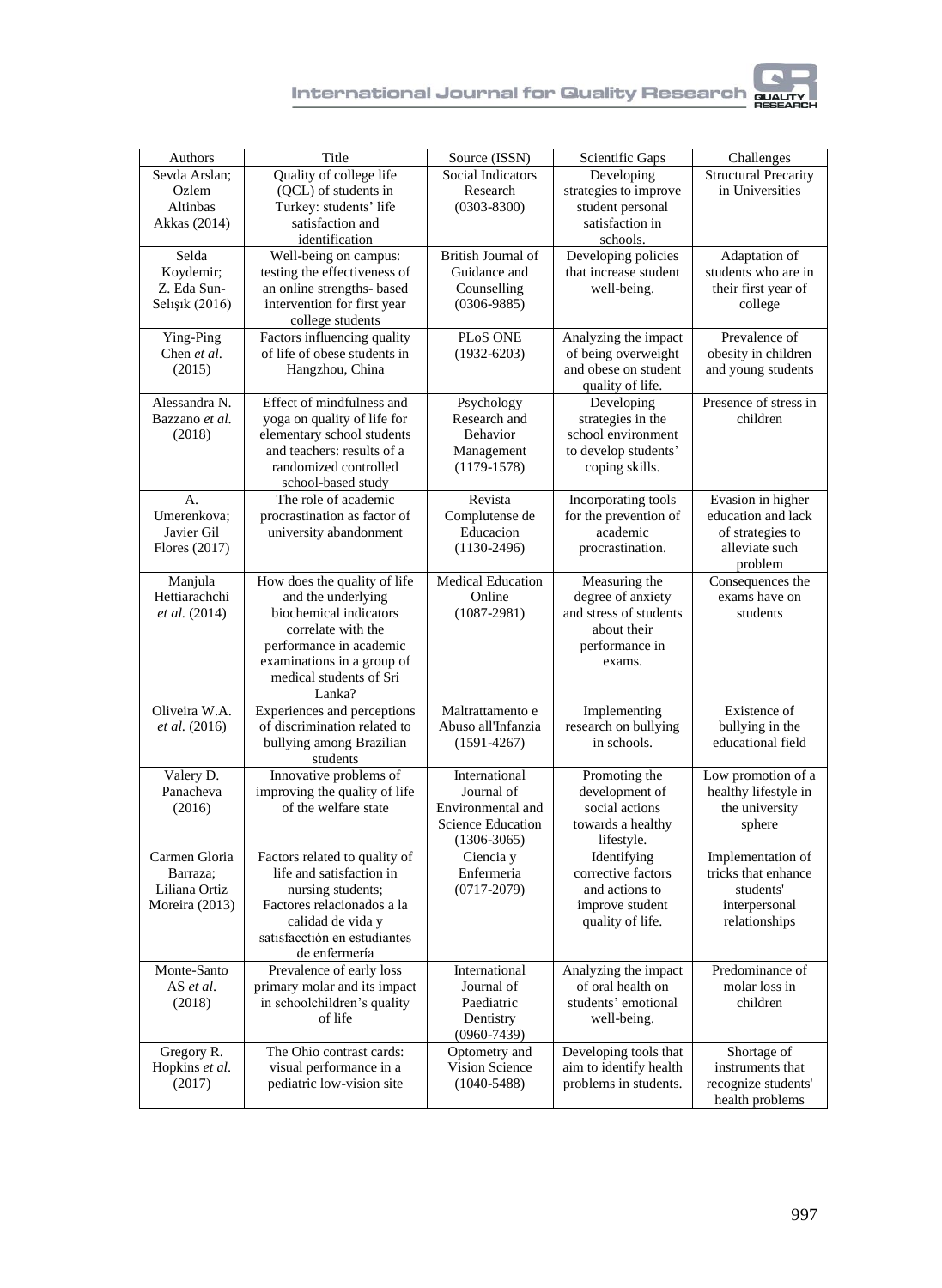| Authors | Title | Source (ISSN) | Scientific Gaps | Challenges |
|---|---|---|---|---|
| Sevda Arslan; Ozlem Altinbas Akkas (2014) | Quality of college life (QCL) of students in Turkey: students' life satisfaction and identification | Social Indicators Research (0303-8300) | Developing strategies to improve student personal satisfaction in schools. | Structural Precarity in Universities |
| Selda Koydemir; Z. Eda Sun-Selışık (2016) | Well-being on campus: testing the effectiveness of an online strengths- based intervention for first year college students | British Journal of Guidance and Counselling (0306-9885) | Developing policies that increase student well-being. | Adaptation of students who are in their first year of college |
| Ying-Ping Chen *et al.* (2015) | Factors influencing quality of life of obese students in Hangzhou, China | PLoS ONE (1932-6203) | Analyzing the impact of being overweight and obese on student quality of life. | Prevalence of obesity in children and young students |
| Alessandra N. Bazzano *et al.* (2018) | Effect of mindfulness and yoga on quality of life for elementary school students and teachers: results of a randomized controlled school-based study | Psychology Research and Behavior Management (1179-1578) | Developing strategies in the school environment to develop students' coping skills. | Presence of stress in children |
| A. Umerenkova; Javier Gil Flores (2017) | The role of academic procrastination as factor of university abandonment | Revista Complutense de Educacion (1130-2496) | Incorporating tools for the prevention of academic procrastination. | Evasion in higher education and lack of strategies to alleviate such problem |
| Manjula Hettiarachchi *et al.* (2014) | How does the quality of life and the underlying biochemical indicators correlate with the performance in academic examinations in a group of medical students of Sri Lanka? | Medical Education Online (1087-2981) | Measuring the degree of anxiety and stress of students about their performance in exams. | Consequences the exams have on students |
| Oliveira W.A. *et al.* (2016) | Experiences and perceptions of discrimination related to bullying among Brazilian students | Maltrattamento e Abuso all'Infanzia (1591-4267) | Implementing research on bullying in schools. | Existence of bullying in the educational field |
| Valery D. Panacheva (2016) | Innovative problems of improving the quality of life of the welfare state | International Journal of Environmental and Science Education (1306-3065) | Promoting the development of social actions towards a healthy lifestyle. | Low promotion of a healthy lifestyle in the university sphere |
| Carmen Gloria Barraza; Liliana Ortiz Moreira (2013) | Factors related to quality of life and satisfaction in nursing students; Factores relacionados a la calidad de vida y satisfacctión en estudiantes de enfermería | Ciencia y Enfermeria (0717-2079) | Identifying corrective factors and actions to improve student quality of life. | Implementation of tricks that enhance students' interpersonal relationships |
| Monte-Santo AS *et al.* (2018) | Prevalence of early loss primary molar and its impact in schoolchildren's quality of life | International Journal of Paediatric Dentistry (0960-7439) | Analyzing the impact of oral health on students' emotional well-being. | Predominance of molar loss in children |
| Gregory R. Hopkins *et al.* (2017) | The Ohio contrast cards: visual performance in a pediatric low-vision site | Optometry and Vision Science (1040-5488) | Developing tools that aim to identify health problems in students. | Shortage of instruments that recognize students' health problems |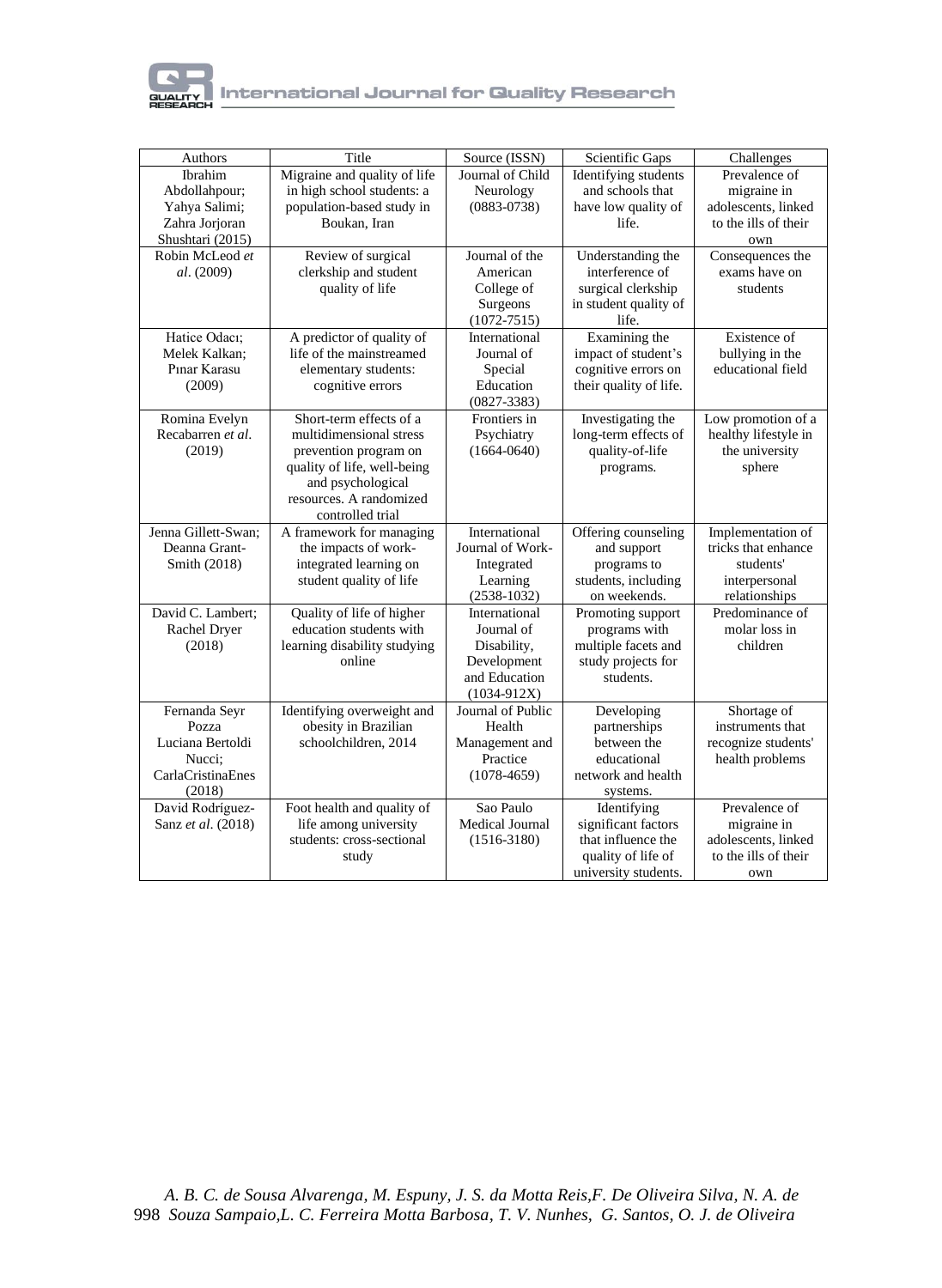| Authors | Title | Source (ISSN) | Scientific Gaps | Challenges |
|---|---|---|---|---|
| Ibrahim Abdollahpour; Yahya Salimi; Zahra Jorjoran Shushtari (2015) | Migraine and quality of life in high school students: a population-based study in Boukan, Iran | Journal of Child Neurology (0883-0738) | Identifying students and schools that have low quality of life. | Prevalence of migraine in adolescents, linked to the ills of their own |
| Robin McLeod *et al*. (2009) | Review of surgical clerkship and student quality of life | Journal of the American College of Surgeons (1072-7515) | Understanding the interference of surgical clerkship in student quality of life. | Consequences the exams have on students |
| Hatice Odacı; Melek Kalkan; Pınar Karasu (2009) | A predictor of quality of life of the mainstreamed elementary students: cognitive errors | International Journal of Special Education (0827-3383) | Examining the impact of student's cognitive errors on their quality of life. | Existence of bullying in the educational field |
| Romina Evelyn Recabarren *et al*. (2019) | Short-term effects of a multidimensional stress prevention program on quality of life, well-being and psychological resources. A randomized controlled trial | Frontiers in Psychiatry (1664-0640) | Investigating the long-term effects of quality-of-life programs. | Low promotion of a healthy lifestyle in the university sphere |
| Jenna Gillett-Swan; Deanna Grant-Smith (2018) | A framework for managing the impacts of work-integrated learning on student quality of life | International Journal of Work-Integrated Learning (2538-1032) | Offering counseling and support programs to students, including on weekends. | Implementation of tricks that enhance students' interpersonal relationships |
| David C. Lambert; Rachel Dryer (2018) | Quality of life of higher education students with learning disability studying online | International Journal of Disability, Development and Education (1034-912X) | Promoting support programs with multiple facets and study projects for students. | Predominance of molar loss in children |
| Fernanda Seyr Pozza Luciana Bertoldi Nucci; CarlaCristinaEnes (2018) | Identifying overweight and obesity in Brazilian schoolchildren, 2014 | Journal of Public Health Management and Practice (1078-4659) | Developing partnerships between the educational network and health systems. | Shortage of instruments that recognize students' health problems |
| David Rodríguez-Sanz *et al*. (2018) | Foot health and quality of life among university students: cross-sectional study | Sao Paulo Medical Journal (1516-3180) | Identifying significant factors that influence the quality of life of university students. | Prevalence of migraine in adolescents, linked to the ills of their own |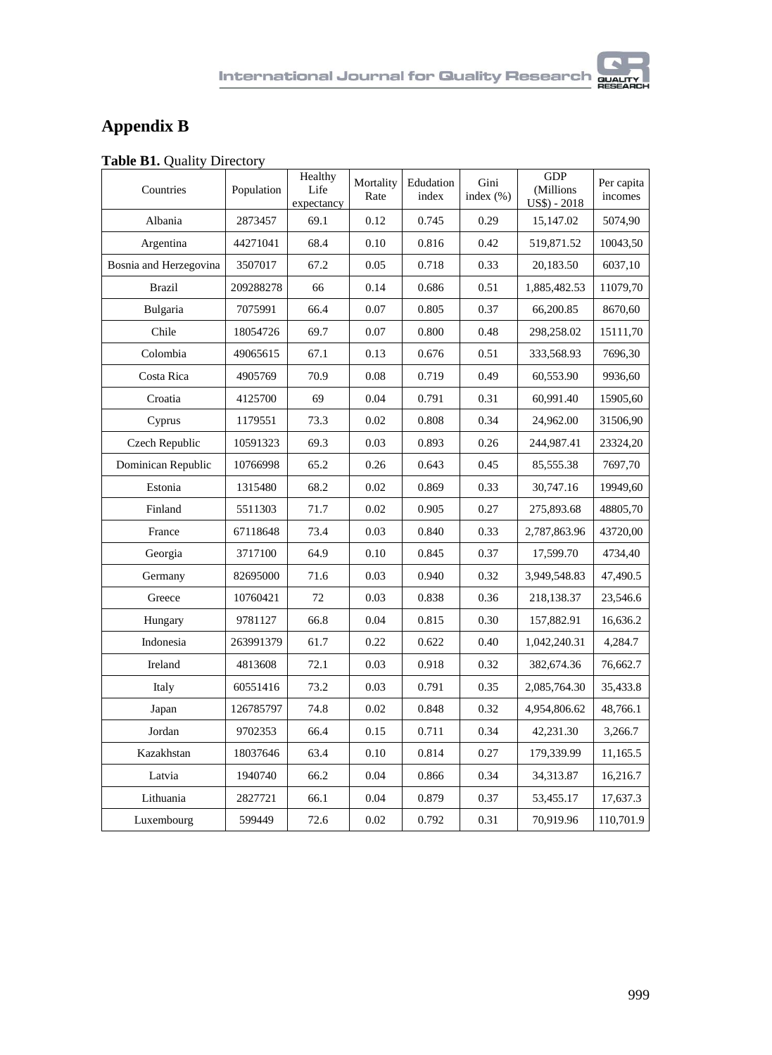## Appendix B

**Table B1.** Quality Directory

| Countries | Population | Healthy Life expectancy | Mortality Rate | Edudation index | Gini index (%) | GDP (Millions US$) - 2018 | Per capita incomes |
|---|---|---|---|---|---|---|---|
| Albania | 2873457 | 69.1 | 0.12 | 0.745 | 0.29 | 15,147.02 | 5074,90 |
| Argentina | 44271041 | 68.4 | 0.10 | 0.816 | 0.42 | 519,871.52 | 10043,50 |
| Bosnia and Herzegovina | 3507017 | 67.2 | 0.05 | 0.718 | 0.33 | 20,183.50 | 6037,10 |
| Brazil | 209288278 | 66 | 0.14 | 0.686 | 0.51 | 1,885,482.53 | 11079,70 |
| Bulgaria | 7075991 | 66.4 | 0.07 | 0.805 | 0.37 | 66,200.85 | 8670,60 |
| Chile | 18054726 | 69.7 | 0.07 | 0.800 | 0.48 | 298,258.02 | 15111,70 |
| Colombia | 49065615 | 67.1 | 0.13 | 0.676 | 0.51 | 333,568.93 | 7696,30 |
| Costa Rica | 4905769 | 70.9 | 0.08 | 0.719 | 0.49 | 60,553.90 | 9936,60 |
| Croatia | 4125700 | 69 | 0.04 | 0.791 | 0.31 | 60,991.40 | 15905,60 |
| Cyprus | 1179551 | 73.3 | 0.02 | 0.808 | 0.34 | 24,962.00 | 31506,90 |
| Czech Republic | 10591323 | 69.3 | 0.03 | 0.893 | 0.26 | 244,987.41 | 23324,20 |
| Dominican Republic | 10766998 | 65.2 | 0.26 | 0.643 | 0.45 | 85,555.38 | 7697,70 |
| Estonia | 1315480 | 68.2 | 0.02 | 0.869 | 0.33 | 30,747.16 | 19949,60 |
| Finland | 5511303 | 71.7 | 0.02 | 0.905 | 0.27 | 275,893.68 | 48805,70 |
| France | 67118648 | 73.4 | 0.03 | 0.840 | 0.33 | 2,787,863.96 | 43720,00 |
| Georgia | 3717100 | 64.9 | 0.10 | 0.845 | 0.37 | 17,599.70 | 4734,40 |
| Germany | 82695000 | 71.6 | 0.03 | 0.940 | 0.32 | 3,949,548.83 | 47,490.5 |
| Greece | 10760421 | 72 | 0.03 | 0.838 | 0.36 | 218,138.37 | 23,546.6 |
| Hungary | 9781127 | 66.8 | 0.04 | 0.815 | 0.30 | 157,882.91 | 16,636.2 |
| Indonesia | 263991379 | 61.7 | 0.22 | 0.622 | 0.40 | 1,042,240.31 | 4,284.7 |
| Ireland | 4813608 | 72.1 | 0.03 | 0.918 | 0.32 | 382,674.36 | 76,662.7 |
| Italy | 60551416 | 73.2 | 0.03 | 0.791 | 0.35 | 2,085,764.30 | 35,433.8 |
| Japan | 126785797 | 74.8 | 0.02 | 0.848 | 0.32 | 4,954,806.62 | 48,766.1 |
| Jordan | 9702353 | 66.4 | 0.15 | 0.711 | 0.34 | 42,231.30 | 3,266.7 |
| Kazakhstan | 18037646 | 63.4 | 0.10 | 0.814 | 0.27 | 179,339.99 | 11,165.5 |
| Latvia | 1940740 | 66.2 | 0.04 | 0.866 | 0.34 | 34,313.87 | 16,216.7 |
| Lithuania | 2827721 | 66.1 | 0.04 | 0.879 | 0.37 | 53,455.17 | 17,637.3 |
| Luxembourg | 599449 | 72.6 | 0.02 | 0.792 | 0.31 | 70,919.96 | 110,701.9 |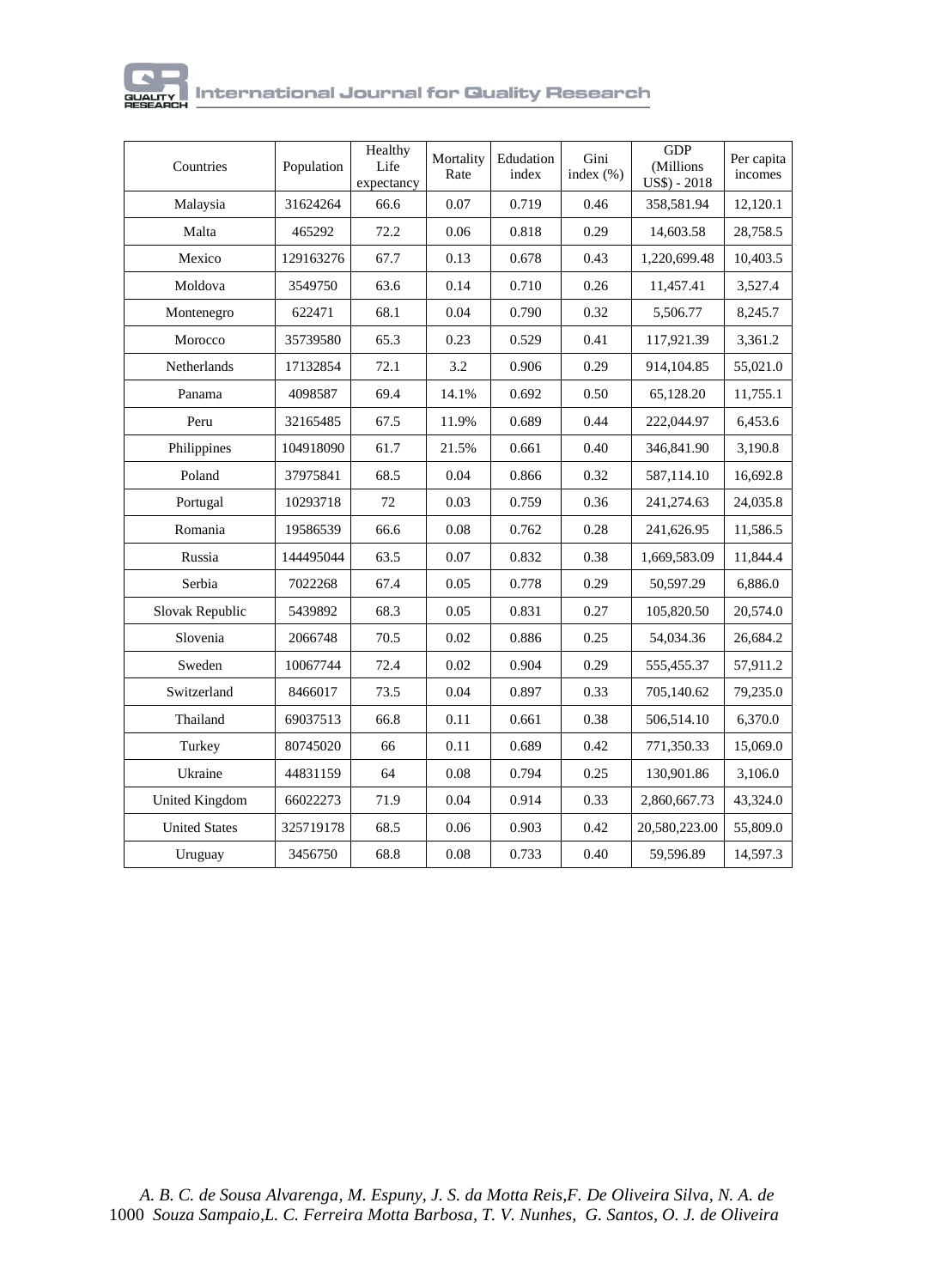| Countries | Population | Healthy Life expectancy | Mortality Rate | Edudation index | Gini index (%) | GDP (Millions US$) - 2018 | Per capita incomes |
|---|---|---|---|---|---|---|---|
| Malaysia | 31624264 | 66.6 | 0.07 | 0.719 | 0.46 | 358,581.94 | 12,120.1 |
| Malta | 465292 | 72.2 | 0.06 | 0.818 | 0.29 | 14,603.58 | 28,758.5 |
| Mexico | 129163276 | 67.7 | 0.13 | 0.678 | 0.43 | 1,220,699.48 | 10,403.5 |
| Moldova | 3549750 | 63.6 | 0.14 | 0.710 | 0.26 | 11,457.41 | 3,527.4 |
| Montenegro | 622471 | 68.1 | 0.04 | 0.790 | 0.32 | 5,506.77 | 8,245.7 |
| Morocco | 35739580 | 65.3 | 0.23 | 0.529 | 0.41 | 117,921.39 | 3,361.2 |
| Netherlands | 17132854 | 72.1 | 3.2 | 0.906 | 0.29 | 914,104.85 | 55,021.0 |
| Panama | 4098587 | 69.4 | 14.1% | 0.692 | 0.50 | 65,128.20 | 11,755.1 |
| Peru | 32165485 | 67.5 | 11.9% | 0.689 | 0.44 | 222,044.97 | 6,453.6 |
| Philippines | 104918090 | 61.7 | 21.5% | 0.661 | 0.40 | 346,841.90 | 3,190.8 |
| Poland | 37975841 | 68.5 | 0.04 | 0.866 | 0.32 | 587,114.10 | 16,692.8 |
| Portugal | 10293718 | 72 | 0.03 | 0.759 | 0.36 | 241,274.63 | 24,035.8 |
| Romania | 19586539 | 66.6 | 0.08 | 0.762 | 0.28 | 241,626.95 | 11,586.5 |
| Russia | 144495044 | 63.5 | 0.07 | 0.832 | 0.38 | 1,669,583.09 | 11,844.4 |
| Serbia | 7022268 | 67.4 | 0.05 | 0.778 | 0.29 | 50,597.29 | 6,886.0 |
| Slovak Republic | 5439892 | 68.3 | 0.05 | 0.831 | 0.27 | 105,820.50 | 20,574.0 |
| Slovenia | 2066748 | 70.5 | 0.02 | 0.886 | 0.25 | 54,034.36 | 26,684.2 |
| Sweden | 10067744 | 72.4 | 0.02 | 0.904 | 0.29 | 555,455.37 | 57,911.2 |
| Switzerland | 8466017 | 73.5 | 0.04 | 0.897 | 0.33 | 705,140.62 | 79,235.0 |
| Thailand | 69037513 | 66.8 | 0.11 | 0.661 | 0.38 | 506,514.10 | 6,370.0 |
| Turkey | 80745020 | 66 | 0.11 | 0.689 | 0.42 | 771,350.33 | 15,069.0 |
| Ukraine | 44831159 | 64 | 0.08 | 0.794 | 0.25 | 130,901.86 | 3,106.0 |
| United Kingdom | 66022273 | 71.9 | 0.04 | 0.914 | 0.33 | 2,860,667.73 | 43,324.0 |
| United States | 325719178 | 68.5 | 0.06 | 0.903 | 0.42 | 20,580,223.00 | 55,809.0 |
| Uruguay | 3456750 | 68.8 | 0.08 | 0.733 | 0.40 | 59,596.89 | 14,597.3 |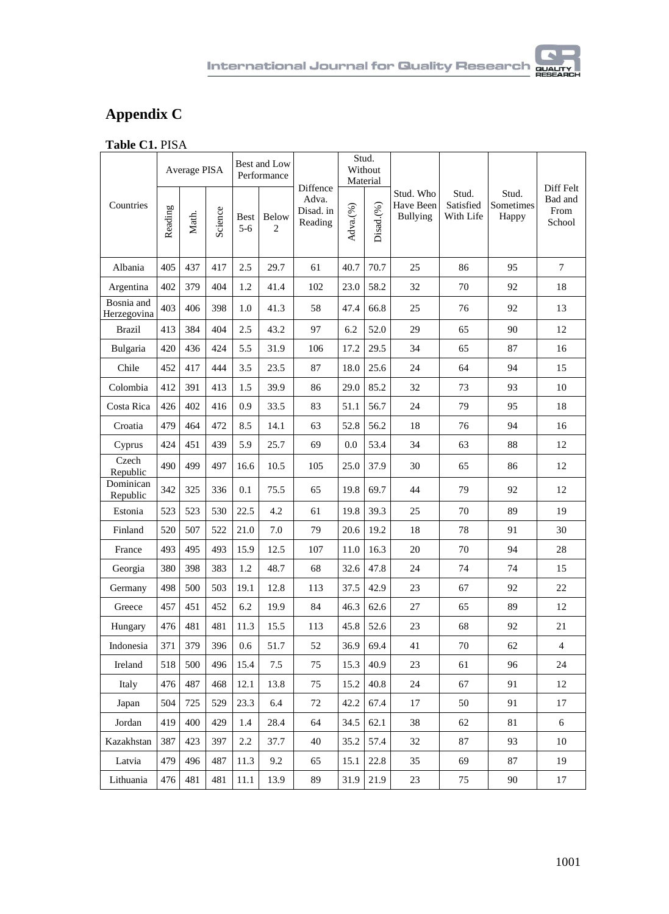## Appendix C

**Table C1.** PISA

| Countries | Average PISA | | | Best and Low Performance | | Diffence Adva. Disad. in Reading | Stud. Without Material | | Stud. Who Have Been Bullying | Stud. Satisfied With Life | Stud. Sometimes Happy | Diff Felt Bad and From School |
|---|---|---|---|---|---|---|---|---|---|---|---|---|
| | Reading | Math. | Science | Best 5-6 | Below 2 | | Adva.(%) | Disad.(%) | | | | |
| Albania | 405 | 437 | 417 | 2.5 | 29.7 | 61 | 40.7 | 70.7 | 25 | 86 | 95 | 7 |
| Argentina | 402 | 379 | 404 | 1.2 | 41.4 | 102 | 23.0 | 58.2 | 32 | 70 | 92 | 18 |
| Bosnia and Herzegovina | 403 | 406 | 398 | 1.0 | 41.3 | 58 | 47.4 | 66.8 | 25 | 76 | 92 | 13 |
| Brazil | 413 | 384 | 404 | 2.5 | 43.2 | 97 | 6.2 | 52.0 | 29 | 65 | 90 | 12 |
| Bulgaria | 420 | 436 | 424 | 5.5 | 31.9 | 106 | 17.2 | 29.5 | 34 | 65 | 87 | 16 |
| Chile | 452 | 417 | 444 | 3.5 | 23.5 | 87 | 18.0 | 25.6 | 24 | 64 | 94 | 15 |
| Colombia | 412 | 391 | 413 | 1.5 | 39.9 | 86 | 29.0 | 85.2 | 32 | 73 | 93 | 10 |
| Costa Rica | 426 | 402 | 416 | 0.9 | 33.5 | 83 | 51.1 | 56.7 | 24 | 79 | 95 | 18 |
| Croatia | 479 | 464 | 472 | 8.5 | 14.1 | 63 | 52.8 | 56.2 | 18 | 76 | 94 | 16 |
| Cyprus | 424 | 451 | 439 | 5.9 | 25.7 | 69 | 0.0 | 53.4 | 34 | 63 | 88 | 12 |
| Czech Republic | 490 | 499 | 497 | 16.6 | 10.5 | 105 | 25.0 | 37.9 | 30 | 65 | 86 | 12 |
| Dominican Republic | 342 | 325 | 336 | 0.1 | 75.5 | 65 | 19.8 | 69.7 | 44 | 79 | 92 | 12 |
| Estonia | 523 | 523 | 530 | 22.5 | 4.2 | 61 | 19.8 | 39.3 | 25 | 70 | 89 | 19 |
| Finland | 520 | 507 | 522 | 21.0 | 7.0 | 79 | 20.6 | 19.2 | 18 | 78 | 91 | 30 |
| France | 493 | 495 | 493 | 15.9 | 12.5 | 107 | 11.0 | 16.3 | 20 | 70 | 94 | 28 |
| Georgia | 380 | 398 | 383 | 1.2 | 48.7 | 68 | 32.6 | 47.8 | 24 | 74 | 74 | 15 |
| Germany | 498 | 500 | 503 | 19.1 | 12.8 | 113 | 37.5 | 42.9 | 23 | 67 | 92 | 22 |
| Greece | 457 | 451 | 452 | 6.2 | 19.9 | 84 | 46.3 | 62.6 | 27 | 65 | 89 | 12 |
| Hungary | 476 | 481 | 481 | 11.3 | 15.5 | 113 | 45.8 | 52.6 | 23 | 68 | 92 | 21 |
| Indonesia | 371 | 379 | 396 | 0.6 | 51.7 | 52 | 36.9 | 69.4 | 41 | 70 | 62 | 4 |
| Ireland | 518 | 500 | 496 | 15.4 | 7.5 | 75 | 15.3 | 40.9 | 23 | 61 | 96 | 24 |
| Italy | 476 | 487 | 468 | 12.1 | 13.8 | 75 | 15.2 | 40.8 | 24 | 67 | 91 | 12 |
| Japan | 504 | 725 | 529 | 23.3 | 6.4 | 72 | 42.2 | 67.4 | 17 | 50 | 91 | 17 |
| Jordan | 419 | 400 | 429 | 1.4 | 28.4 | 64 | 34.5 | 62.1 | 38 | 62 | 81 | 6 |
| Kazakhstan | 387 | 423 | 397 | 2.2 | 37.7 | 40 | 35.2 | 57.4 | 32 | 87 | 93 | 10 |
| Latvia | 479 | 496 | 487 | 11.3 | 9.2 | 65 | 15.1 | 22.8 | 35 | 69 | 87 | 19 |
| Lithuania | 476 | 481 | 481 | 11.1 | 13.9 | 89 | 31.9 | 21.9 | 23 | 75 | 90 | 17 |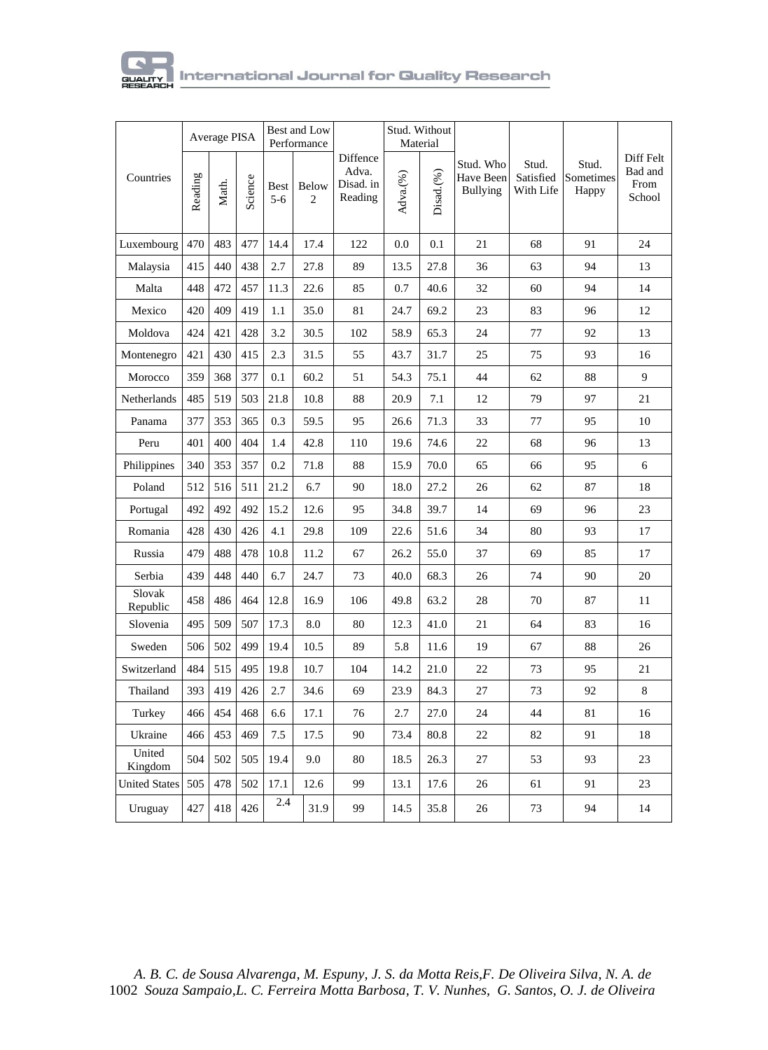| Countries | Average PISA | | | Best and Low Performance | | Diffence Adva. Disad. in Reading | Stud. Without Material | | Stud. Who Have Been Bullying | Stud. Satisfied With Life | Stud. Sometimes Happy | Diff Felt Bad and From School |
|---|---|---|---|---|---|---|---|---|---|---|---|---|
| | Reading | Math. | Science | Best 5-6 | Below 2 | | Adva.(%) | Disad.(%) | | | | |
| Luxembourg | 470 | 483 | 477 | 14.4 | 17.4 | 122 | 0.0 | 0.1 | 21 | 68 | 91 | 24 |
| Malaysia | 415 | 440 | 438 | 2.7 | 27.8 | 89 | 13.5 | 27.8 | 36 | 63 | 94 | 13 |
| Malta | 448 | 472 | 457 | 11.3 | 22.6 | 85 | 0.7 | 40.6 | 32 | 60 | 94 | 14 |
| Mexico | 420 | 409 | 419 | 1.1 | 35.0 | 81 | 24.7 | 69.2 | 23 | 83 | 96 | 12 |
| Moldova | 424 | 421 | 428 | 3.2 | 30.5 | 102 | 58.9 | 65.3 | 24 | 77 | 92 | 13 |
| Montenegro | 421 | 430 | 415 | 2.3 | 31.5 | 55 | 43.7 | 31.7 | 25 | 75 | 93 | 16 |
| Morocco | 359 | 368 | 377 | 0.1 | 60.2 | 51 | 54.3 | 75.1 | 44 | 62 | 88 | 9 |
| Netherlands | 485 | 519 | 503 | 21.8 | 10.8 | 88 | 20.9 | 7.1 | 12 | 79 | 97 | 21 |
| Panama | 377 | 353 | 365 | 0.3 | 59.5 | 95 | 26.6 | 71.3 | 33 | 77 | 95 | 10 |
| Peru | 401 | 400 | 404 | 1.4 | 42.8 | 110 | 19.6 | 74.6 | 22 | 68 | 96 | 13 |
| Philippines | 340 | 353 | 357 | 0.2 | 71.8 | 88 | 15.9 | 70.0 | 65 | 66 | 95 | 6 |
| Poland | 512 | 516 | 511 | 21.2 | 6.7 | 90 | 18.0 | 27.2 | 26 | 62 | 87 | 18 |
| Portugal | 492 | 492 | 492 | 15.2 | 12.6 | 95 | 34.8 | 39.7 | 14 | 69 | 96 | 23 |
| Romania | 428 | 430 | 426 | 4.1 | 29.8 | 109 | 22.6 | 51.6 | 34 | 80 | 93 | 17 |
| Russia | 479 | 488 | 478 | 10.8 | 11.2 | 67 | 26.2 | 55.0 | 37 | 69 | 85 | 17 |
| Serbia | 439 | 448 | 440 | 6.7 | 24.7 | 73 | 40.0 | 68.3 | 26 | 74 | 90 | 20 |
| Slovak Republic | 458 | 486 | 464 | 12.8 | 16.9 | 106 | 49.8 | 63.2 | 28 | 70 | 87 | 11 |
| Slovenia | 495 | 509 | 507 | 17.3 | 8.0 | 80 | 12.3 | 41.0 | 21 | 64 | 83 | 16 |
| Sweden | 506 | 502 | 499 | 19.4 | 10.5 | 89 | 5.8 | 11.6 | 19 | 67 | 88 | 26 |
| Switzerland | 484 | 515 | 495 | 19.8 | 10.7 | 104 | 14.2 | 21.0 | 22 | 73 | 95 | 21 |
| Thailand | 393 | 419 | 426 | 2.7 | 34.6 | 69 | 23.9 | 84.3 | 27 | 73 | 92 | 8 |
| Turkey | 466 | 454 | 468 | 6.6 | 17.1 | 76 | 2.7 | 27.0 | 24 | 44 | 81 | 16 |
| Ukraine | 466 | 453 | 469 | 7.5 | 17.5 | 90 | 73.4 | 80.8 | 22 | 82 | 91 | 18 |
| United Kingdom | 504 | 502 | 505 | 19.4 | 9.0 | 80 | 18.5 | 26.3 | 27 | 53 | 93 | 23 |
| United States | 505 | 478 | 502 | 17.1 | 12.6 | 99 | 13.1 | 17.6 | 26 | 61 | 91 | 23 |
| Uruguay | 427 | 418 | 426 | 2.4 | 31.9 | 99 | 14.5 | 35.8 | 26 | 73 | 94 | 14 |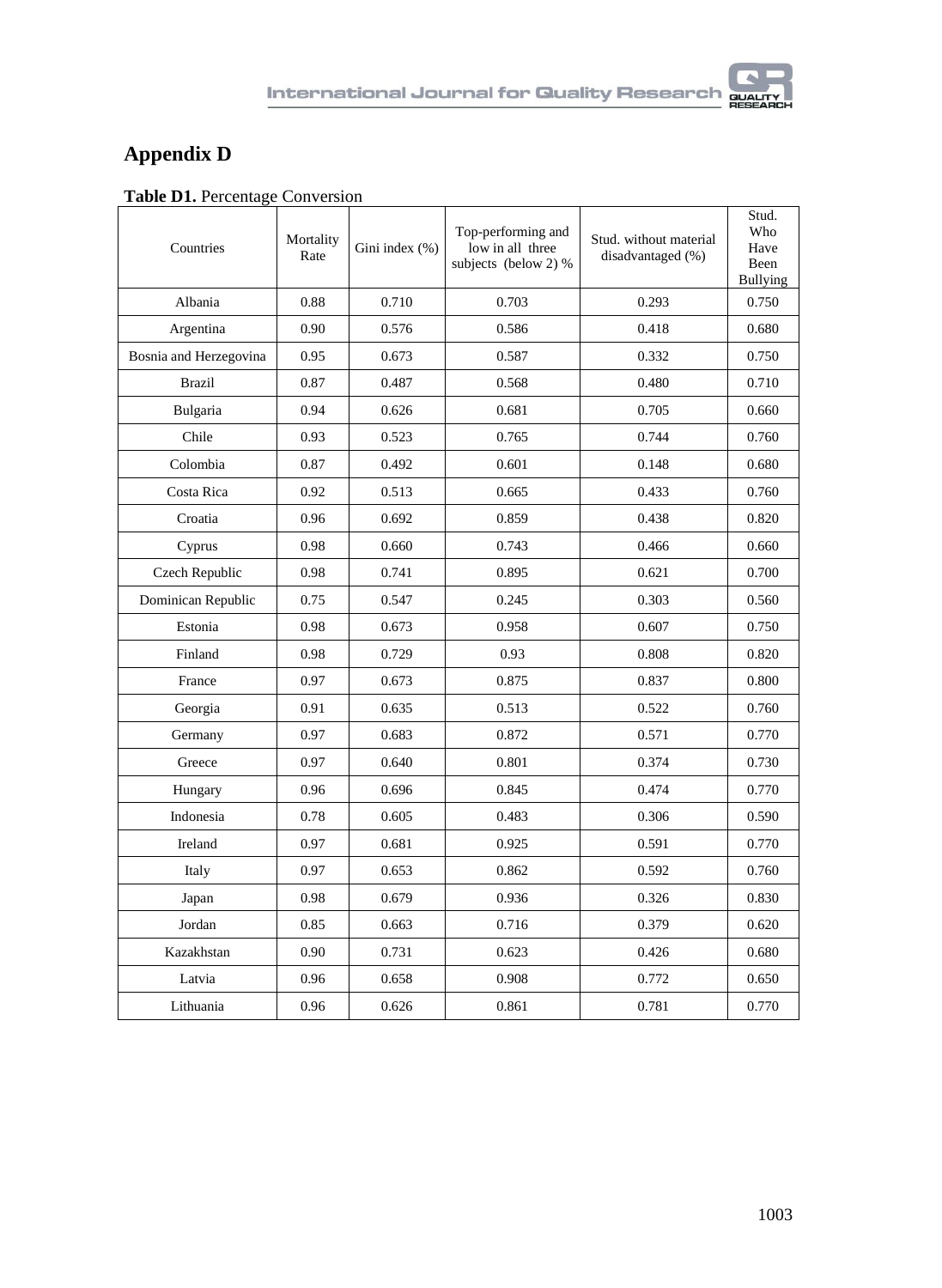# Appendix D

**Table D1.** Percentage Conversion

| Countries | Mortality Rate | Gini index (%) | Top-performing and low in all three subjects (below 2) % | Stud. without material disadvantaged (%) | Stud. Who Have Been Bullying |
|---|---|---|---|---|---|
| Albania | 0.88 | 0.710 | 0.703 | 0.293 | 0.750 |
| Argentina | 0.90 | 0.576 | 0.586 | 0.418 | 0.680 |
| Bosnia and Herzegovina | 0.95 | 0.673 | 0.587 | 0.332 | 0.750 |
| Brazil | 0.87 | 0.487 | 0.568 | 0.480 | 0.710 |
| Bulgaria | 0.94 | 0.626 | 0.681 | 0.705 | 0.660 |
| Chile | 0.93 | 0.523 | 0.765 | 0.744 | 0.760 |
| Colombia | 0.87 | 0.492 | 0.601 | 0.148 | 0.680 |
| Costa Rica | 0.92 | 0.513 | 0.665 | 0.433 | 0.760 |
| Croatia | 0.96 | 0.692 | 0.859 | 0.438 | 0.820 |
| Cyprus | 0.98 | 0.660 | 0.743 | 0.466 | 0.660 |
| Czech Republic | 0.98 | 0.741 | 0.895 | 0.621 | 0.700 |
| Dominican Republic | 0.75 | 0.547 | 0.245 | 0.303 | 0.560 |
| Estonia | 0.98 | 0.673 | 0.958 | 0.607 | 0.750 |
| Finland | 0.98 | 0.729 | 0.93 | 0.808 | 0.820 |
| France | 0.97 | 0.673 | 0.875 | 0.837 | 0.800 |
| Georgia | 0.91 | 0.635 | 0.513 | 0.522 | 0.760 |
| Germany | 0.97 | 0.683 | 0.872 | 0.571 | 0.770 |
| Greece | 0.97 | 0.640 | 0.801 | 0.374 | 0.730 |
| Hungary | 0.96 | 0.696 | 0.845 | 0.474 | 0.770 |
| Indonesia | 0.78 | 0.605 | 0.483 | 0.306 | 0.590 |
| Ireland | 0.97 | 0.681 | 0.925 | 0.591 | 0.770 |
| Italy | 0.97 | 0.653 | 0.862 | 0.592 | 0.760 |
| Japan | 0.98 | 0.679 | 0.936 | 0.326 | 0.830 |
| Jordan | 0.85 | 0.663 | 0.716 | 0.379 | 0.620 |
| Kazakhstan | 0.90 | 0.731 | 0.623 | 0.426 | 0.680 |
| Latvia | 0.96 | 0.658 | 0.908 | 0.772 | 0.650 |
| Lithuania | 0.96 | 0.626 | 0.861 | 0.781 | 0.770 |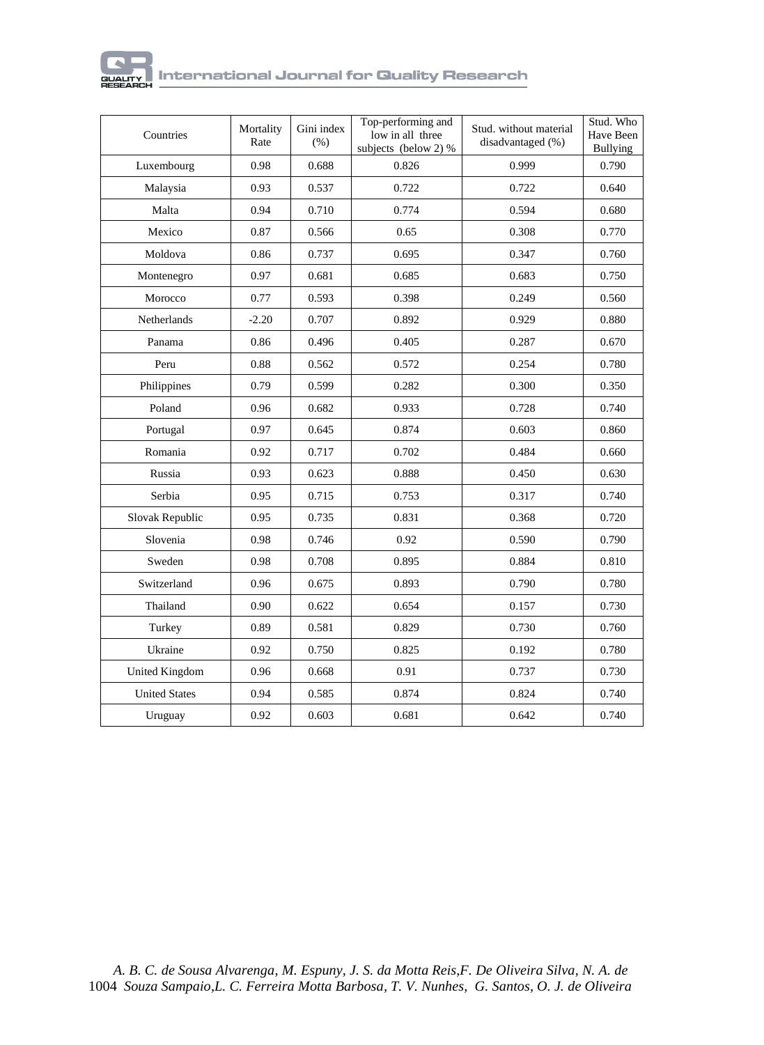| Countries | Mortality Rate | Gini index (%) | Top-performing and low in all three subjects (below 2) % | Stud. without material disadvantaged (%) | Stud. Who Have Been Bullying |
|---|---|---|---|---|---|
| Luxembourg | 0.98 | 0.688 | 0.826 | 0.999 | 0.790 |
| Malaysia | 0.93 | 0.537 | 0.722 | 0.722 | 0.640 |
| Malta | 0.94 | 0.710 | 0.774 | 0.594 | 0.680 |
| Mexico | 0.87 | 0.566 | 0.65 | 0.308 | 0.770 |
| Moldova | 0.86 | 0.737 | 0.695 | 0.347 | 0.760 |
| Montenegro | 0.97 | 0.681 | 0.685 | 0.683 | 0.750 |
| Morocco | 0.77 | 0.593 | 0.398 | 0.249 | 0.560 |
| Netherlands | -2.20 | 0.707 | 0.892 | 0.929 | 0.880 |
| Panama | 0.86 | 0.496 | 0.405 | 0.287 | 0.670 |
| Peru | 0.88 | 0.562 | 0.572 | 0.254 | 0.780 |
| Philippines | 0.79 | 0.599 | 0.282 | 0.300 | 0.350 |
| Poland | 0.96 | 0.682 | 0.933 | 0.728 | 0.740 |
| Portugal | 0.97 | 0.645 | 0.874 | 0.603 | 0.860 |
| Romania | 0.92 | 0.717 | 0.702 | 0.484 | 0.660 |
| Russia | 0.93 | 0.623 | 0.888 | 0.450 | 0.630 |
| Serbia | 0.95 | 0.715 | 0.753 | 0.317 | 0.740 |
| Slovak Republic | 0.95 | 0.735 | 0.831 | 0.368 | 0.720 |
| Slovenia | 0.98 | 0.746 | 0.92 | 0.590 | 0.790 |
| Sweden | 0.98 | 0.708 | 0.895 | 0.884 | 0.810 |
| Switzerland | 0.96 | 0.675 | 0.893 | 0.790 | 0.780 |
| Thailand | 0.90 | 0.622 | 0.654 | 0.157 | 0.730 |
| Turkey | 0.89 | 0.581 | 0.829 | 0.730 | 0.760 |
| Ukraine | 0.92 | 0.750 | 0.825 | 0.192 | 0.780 |
| United Kingdom | 0.96 | 0.668 | 0.91 | 0.737 | 0.730 |
| United States | 0.94 | 0.585 | 0.874 | 0.824 | 0.740 |
| Uruguay | 0.92 | 0.603 | 0.681 | 0.642 | 0.740 |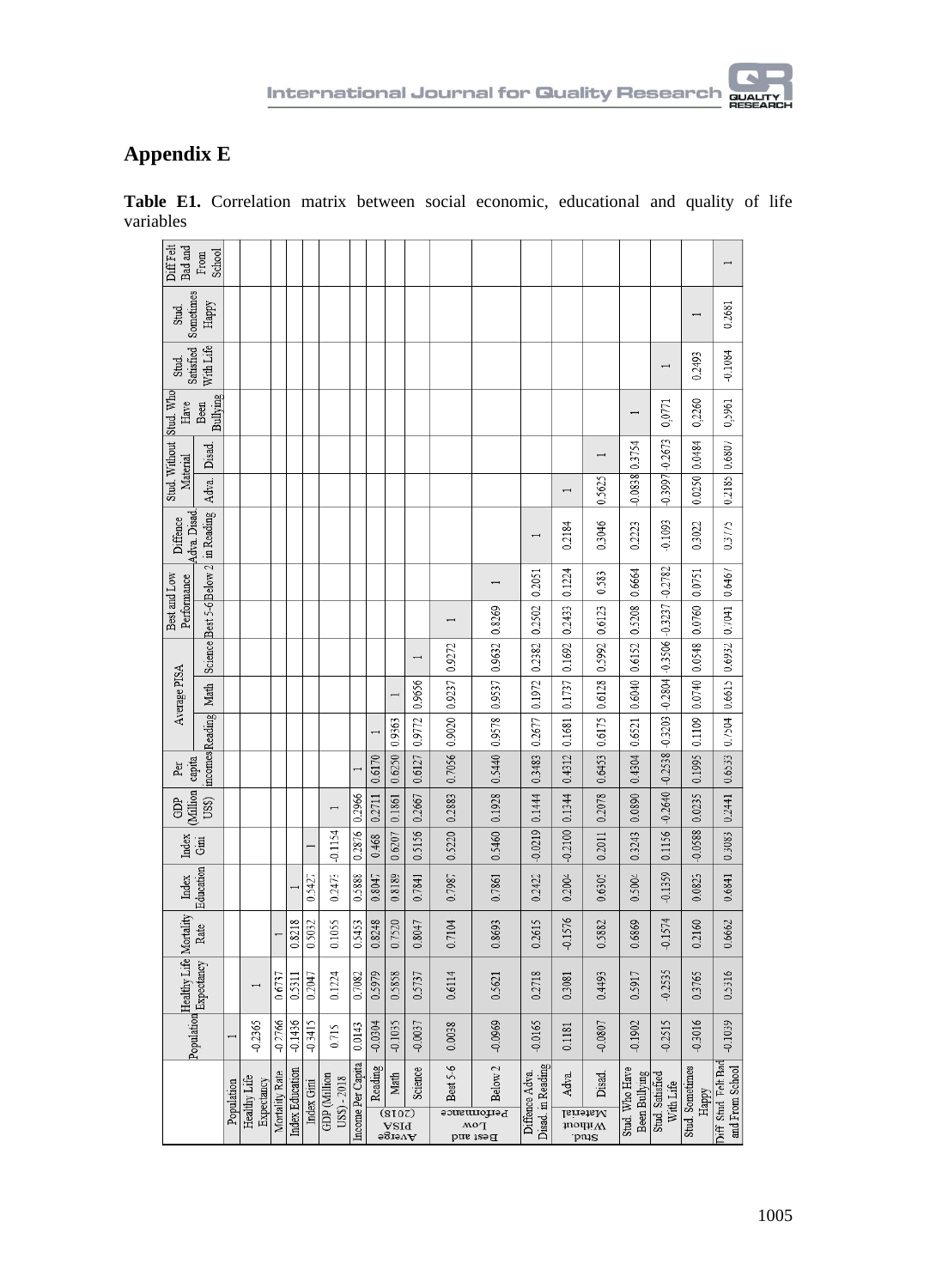## Appendix E

**Table E1.** Correlation matrix between social economic, educational and quality of life variables

| | | Population | Healthy Life Expectancy | Mortality Rate | Index Education | Index Gini | GDP (Million US$) | Per capita incomes | Average PISA | | | Best and Low Performance | | Diffence Adva. Disad in Reading | Stud. Without Material | | Stud. Who Have Been Bullying | Stud. Satisfied With Life | Stud. Sometimes Happy | Diff Felt Bad and From School |
|---|---|---|---|---|---|---|---|---|---|---|---|---|---|---|---|---|---|---|---|---|
| | | | | | | | | | Reading | Math | Science | Best 5-6 | Below 2 | | Adva. | Disad. | | | | |
| Population | | 1 | | | | | | | | | | | | | | | | | | |
| Healthy Life Expectancy | | -0.2365 | 1 | | | | | | | | | | | | | | | | | |
| Mortality Rate | | -0.2766 | 0.6737 | 1 | | | | | | | | | | | | | | | | |
| Index Education | | -0.1436 | 0.5511 | 0.8218 | 1 | | | | | | | | | | | | | | | |
| Index Gini | | -0.3415 | 0.2047 | 0.5032 | 0.5427 | 1 | | | | | | | | | | | | | | |
| GDP (Million US$) - 2018 | | 0.715 | 0.1224 | 0.1055 | 0.2473 | -0.1154 | 1 | | | | | | | | | | | | | |
| Income Per Capita | | 0.0143 | 0.7082 | 0.5453 | 0.5888 | 0.2876 | 0.2966 | 1 | | | | | | | | | | | | |
| Average PISA (2018) | Reading | -0.0304 | 0.5979 | 0.8248 | 0.8047 | 0.468 | 0.2711 | 0.6170 | 1 | | | | | | | | | | | |
| | Math | -0.1035 | 0.5858 | 0.7520 | 0.8189 | 0.6207 | 0.1861 | 0.6250 | 0.9363 | 1 | | | | | | | | | | |
| | Science | -0.0037 | 0.5737 | 0.8047 | 0.7841 | 0.5156 | 0.2667 | 0.6127 | 0.9772 | 0.9656 | 1 | | | | | | | | | |
| Best and Low Performance | Best 5-6 | 0.0038 | 0.6114 | 0.7104 | 0.7987 | 0.5220 | 0.2883 | 0.7056 | 0.9020 | 0.9237 | 0.9272 | 1 | | | | | | | | |
| | Below 2 | -0.0969 | 0.5621 | 0.8693 | 0.7861 | 0.5460 | 0.1928 | 0.5440 | 0.9578 | 0.9537 | 0.9632 | 0.8269 | 1 | | | | | | | |
| Diffence Adva. Disad. in Reading | | -0.0165 | 0.2718 | 0.2615 | 0.2422 | -0.0219 | 0.1444 | 0.3483 | 0.2677 | 0.1972 | 0.2382 | 0.2502 | 0.2051 | 1 | | | | | | |
| Stud. Without Material | Adva. | 0.1181 | 0.3081 | -0.1576 | 0.2004 | -0.2100 | 0.1344 | 0.4312 | 0.1681 | 0.1737 | 0.1692 | 0.2433 | 0.1224 | 0.2184 | 1 | | | | | |
| | Disad. | -0.0807 | 0.4493 | 0.5882 | 0.6305 | 0.2011 | 0.2078 | 0.6453 | 0.6175 | 0.6128 | 0.5992 | 0.6123 | 0.583 | 0.3046 | 0.5625 | 1 | | | | |
| Stud. Who Have Been Bullying | | -0.1902 | 0.5917 | 0.6869 | 0.5004 | 0.3243 | 0.0890 | 0.4304 | 0.6521 | 0.6040 | 0.6152 | 0.5208 | 0.6664 | 0.2223 | -0.0838 | 0.3754 | 1 | | | |
| Stud. Satisfied With Life | | -0.2515 | -0.2535 | -0.1574 | -0.1359 | 0.1156 | -0.2640 | -0.2538 | -0.3203 | -0.2804 | -0.3506 | -0.3237 | -0.2782 | -0.1093 | -0.3997 | -0.2673 | 0.0771 | 1 | | |
| Stud. Sometimes Happy | | -0.3016 | 0.3765 | 0.2160 | 0.0825 | -0.0588 | 0.0235 | 0.1995 | 0.1109 | 0.0740 | 0.0548 | 0.0760 | 0.0751 | 0.3022 | 0.0250 | 0.0484 | 0.2260 | 0.2493 | 1 | |
| Diff Stud. Felt Bad and From School | | -0.1039 | 0.5316 | 0.6662 | 0.6841 | 0.3083 | 0.2441 | 0.6533 | 0.7504 | 0.6615 | 0.6932 | 0.7041 | 0.6467 | 0.3775 | 0.2185 | 0.6807 | 0.5961 | -0.1084 | 0.2681 | 1 |